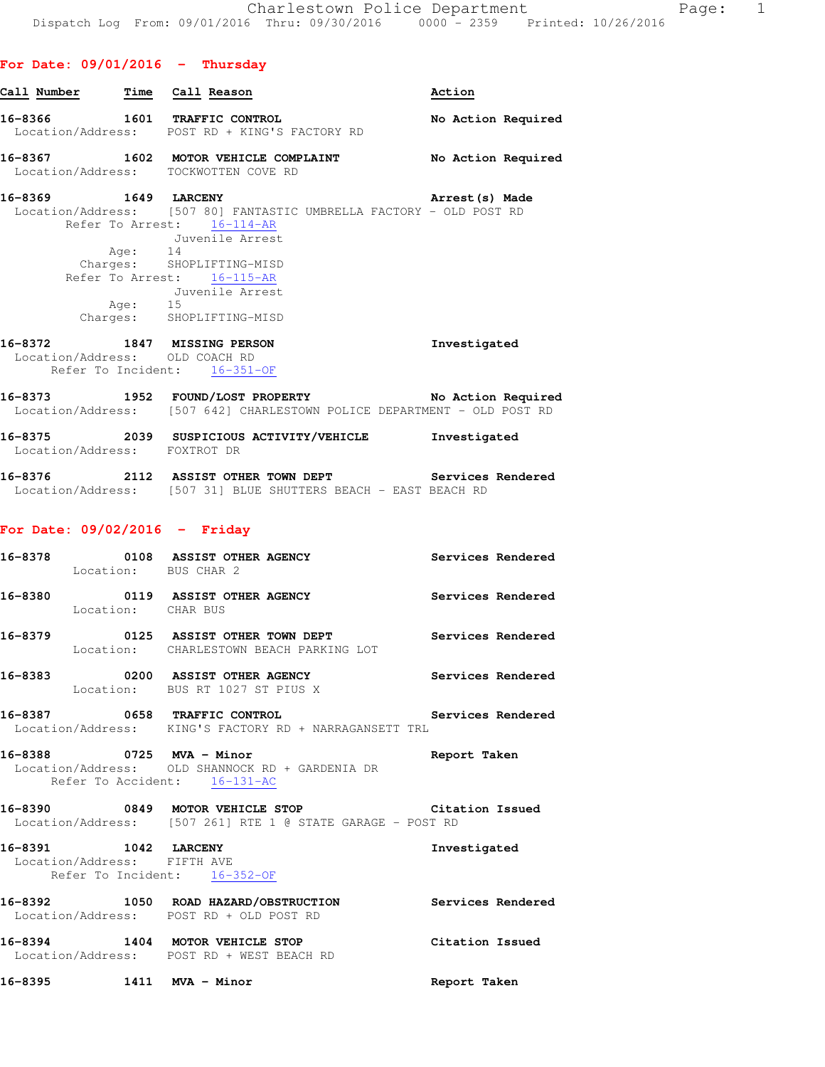Charlestown Police Department

Dispatch Log From: 09/01/2016 Thru: 09/30/2016 0000 - 2359 Printed: 10/26/2016

## For Date: 09/01/2016 - Thursday

| Call Number | Time | Call Reason | Action |
|---|---|---|---|
| 16-8366 | 1601 | TRAFFIC CONTROL | No Action Required |

Location/Address: POST RD + KING'S FACTORY RD

**16-8367** 1602 **MOTOR VEHICLE COMPLAINT** — No Action Required
Location/Address: TOCKWOTTEN COVE RD

**16-8369** 1649 **LARCENY** — Arrest(s) Made
Location/Address: [507 80] FANTASTIC UMBRELLA FACTORY - OLD POST RD
Refer To Arrest: 16-114-AR
Juvenile Arrest
Age: 14
Charges: SHOPLIFTING-MISD
Refer To Arrest: 16-115-AR
Juvenile Arrest
Age: 15
Charges: SHOPLIFTING-MISD

**16-8372** 1847 **MISSING PERSON** — Investigated
Location/Address: OLD COACH RD
Refer To Incident: 16-351-OF

**16-8373** 1952 **FOUND/LOST PROPERTY** — No Action Required
Location/Address: [507 642] CHARLESTOWN POLICE DEPARTMENT - OLD POST RD

**16-8375** 2039 **SUSPICIOUS ACTIVITY/VEHICLE** — Investigated
Location/Address: FOXTROT DR

**16-8376** 2112 **ASSIST OTHER TOWN DEPT** — Services Rendered
Location/Address: [507 31] BLUE SHUTTERS BEACH - EAST BEACH RD

## For Date: 09/02/2016 - Friday

**16-8378** 0108 **ASSIST OTHER AGENCY** — Services Rendered
Location: BUS CHAR 2

**16-8380** 0119 **ASSIST OTHER AGENCY** — Services Rendered
Location: CHAR BUS

**16-8379** 0125 **ASSIST OTHER TOWN DEPT** — Services Rendered
Location: CHARLESTOWN BEACH PARKING LOT

**16-8383** 0200 **ASSIST OTHER AGENCY** — Services Rendered
Location: BUS RT 1027 ST PIUS X

**16-8387** 0658 **TRAFFIC CONTROL** — Services Rendered
Location/Address: KING'S FACTORY RD + NARRAGANSETT TRL

**16-8388** 0725 **MVA - Minor** — Report Taken
Location/Address: OLD SHANNOCK RD + GARDENIA DR
Refer To Accident: 16-131-AC

**16-8390** 0849 **MOTOR VEHICLE STOP** — Citation Issued
Location/Address: [507 261] RTE 1 @ STATE GARAGE - POST RD

**16-8391** 1042 **LARCENY** — Investigated
Location/Address: FIFTH AVE
Refer To Incident: 16-352-OF

**16-8392** 1050 **ROAD HAZARD/OBSTRUCTION** — Services Rendered
Location/Address: POST RD + OLD POST RD

**16-8394** 1404 **MOTOR VEHICLE STOP** — Citation Issued
Location/Address: POST RD + WEST BEACH RD

**16-8395** 1411 **MVA - Minor** — Report Taken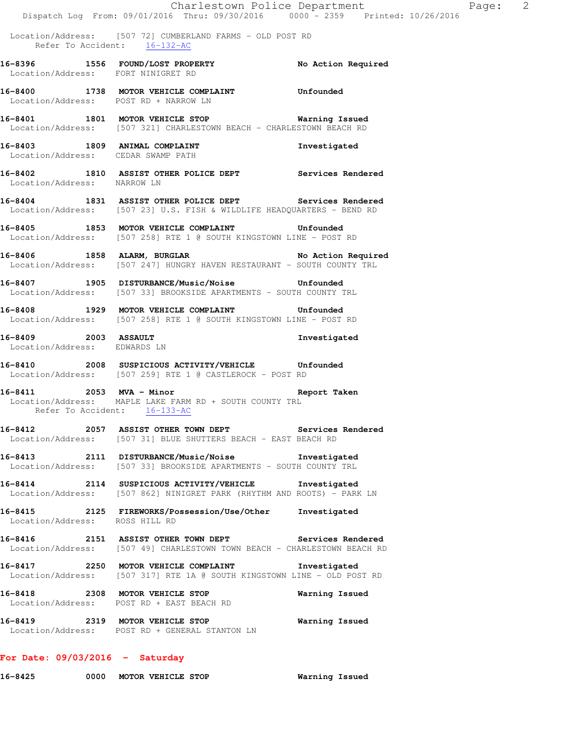Location/Address: [507 72] CUMBERLAND FARMS - OLD POST RD
Refer To Accident: 16-132-AC

**16-8396 1556 FOUND/LOST PROPERTY** No Action Required
Location/Address: FORT NINIGRET RD

**16-8400 1738 MOTOR VEHICLE COMPLAINT** Unfounded
Location/Address: POST RD + NARROW LN

**16-8401 1801 MOTOR VEHICLE STOP** Warning Issued
Location/Address: [507 321] CHARLESTOWN BEACH - CHARLESTOWN BEACH RD

**16-8403 1809 ANIMAL COMPLAINT** Investigated
Location/Address: CEDAR SWAMP PATH

**16-8402 1810 ASSIST OTHER POLICE DEPT** Services Rendered
Location/Address: NARROW LN

**16-8404 1831 ASSIST OTHER POLICE DEPT** Services Rendered
Location/Address: [507 23] U.S. FISH & WILDLIFE HEADQUARTERS - BEND RD

**16-8405 1853 MOTOR VEHICLE COMPLAINT** Unfounded
Location/Address: [507 258] RTE 1 @ SOUTH KINGSTOWN LINE - POST RD

**16-8406 1858 ALARM, BURGLAR** No Action Required
Location/Address: [507 247] HUNGRY HAVEN RESTAURANT - SOUTH COUNTY TRL

**16-8407 1905 DISTURBANCE/Music/Noise** Unfounded
Location/Address: [507 33] BROOKSIDE APARTMENTS - SOUTH COUNTY TRL

**16-8408 1929 MOTOR VEHICLE COMPLAINT** Unfounded
Location/Address: [507 258] RTE 1 @ SOUTH KINGSTOWN LINE - POST RD

**16-8409 2003 ASSAULT** Investigated
Location/Address: EDWARDS LN

**16-8410 2008 SUSPICIOUS ACTIVITY/VEHICLE** Unfounded
Location/Address: [507 259] RTE 1 @ CASTLEROCK - POST RD

**16-8411 2053 MVA - Minor** Report Taken
Location/Address: MAPLE LAKE FARM RD + SOUTH COUNTY TRL
Refer To Accident: 16-133-AC

**16-8412 2057 ASSIST OTHER TOWN DEPT** Services Rendered
Location/Address: [507 31] BLUE SHUTTERS BEACH - EAST BEACH RD

**16-8413 2111 DISTURBANCE/Music/Noise** Investigated
Location/Address: [507 33] BROOKSIDE APARTMENTS - SOUTH COUNTY TRL

**16-8414 2114 SUSPICIOUS ACTIVITY/VEHICLE** Investigated
Location/Address: [507 862] NINIGRET PARK (RHYTHM AND ROOTS) - PARK LN

**16-8415 2125 FIREWORKS/Possession/Use/Other** Investigated
Location/Address: ROSS HILL RD

**16-8416 2151 ASSIST OTHER TOWN DEPT** Services Rendered
Location/Address: [507 49] CHARLESTOWN TOWN BEACH - CHARLESTOWN BEACH RD

**16-8417 2250 MOTOR VEHICLE COMPLAINT** Investigated
Location/Address: [507 317] RTE 1A @ SOUTH KINGSTOWN LINE - OLD POST RD

**16-8418 2308 MOTOR VEHICLE STOP** Warning Issued
Location/Address: POST RD + EAST BEACH RD

**16-8419 2319 MOTOR VEHICLE STOP** Warning Issued
Location/Address: POST RD + GENERAL STANTON LN

**For Date: 09/03/2016 - Saturday**

**16-8425 0000 MOTOR VEHICLE STOP** Warning Issued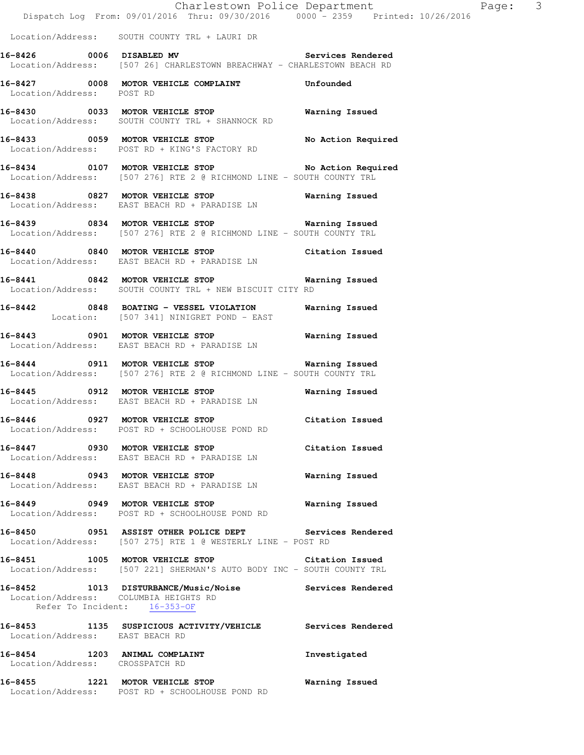Location/Address: SOUTH COUNTY TRL + LAURI DR

**16-8426 0006 DISABLED MV Services Rendered**
Location/Address: [507 26] CHARLESTOWN BREACHWAY - CHARLESTOWN BEACH RD

**16-8427 0008 MOTOR VEHICLE COMPLAINT Unfounded**
Location/Address: POST RD

**16-8430 0033 MOTOR VEHICLE STOP Warning Issued**
Location/Address: SOUTH COUNTY TRL + SHANNOCK RD

**16-8433 0059 MOTOR VEHICLE STOP No Action Required**
Location/Address: POST RD + KING'S FACTORY RD

**16-8434 0107 MOTOR VEHICLE STOP No Action Required**
Location/Address: [507 276] RTE 2 @ RICHMOND LINE - SOUTH COUNTY TRL

**16-8438 0827 MOTOR VEHICLE STOP Warning Issued**
Location/Address: EAST BEACH RD + PARADISE LN

**16-8439 0834 MOTOR VEHICLE STOP Warning Issued**
Location/Address: [507 276] RTE 2 @ RICHMOND LINE - SOUTH COUNTY TRL

**16-8440 0840 MOTOR VEHICLE STOP Citation Issued**
Location/Address: EAST BEACH RD + PARADISE LN

**16-8441 0842 MOTOR VEHICLE STOP Warning Issued**
Location/Address: SOUTH COUNTY TRL + NEW BISCUIT CITY RD

**16-8442 0848 BOATING - VESSEL VIOLATION Warning Issued**
Location: [507 341] NINIGRET POND - EAST

**16-8443 0901 MOTOR VEHICLE STOP Warning Issued**
Location/Address: EAST BEACH RD + PARADISE LN

**16-8444 0911 MOTOR VEHICLE STOP Warning Issued**
Location/Address: [507 276] RTE 2 @ RICHMOND LINE - SOUTH COUNTY TRL

**16-8445 0912 MOTOR VEHICLE STOP Warning Issued**
Location/Address: EAST BEACH RD + PARADISE LN

**16-8446 0927 MOTOR VEHICLE STOP Citation Issued**
Location/Address: POST RD + SCHOOLHOUSE POND RD

**16-8447 0930 MOTOR VEHICLE STOP Citation Issued**
Location/Address: EAST BEACH RD + PARADISE LN

**16-8448 0943 MOTOR VEHICLE STOP Warning Issued**
Location/Address: EAST BEACH RD + PARADISE LN

**16-8449 0949 MOTOR VEHICLE STOP Warning Issued**
Location/Address: POST RD + SCHOOLHOUSE POND RD

**16-8450 0951 ASSIST OTHER POLICE DEPT Services Rendered**
Location/Address: [507 275] RTE 1 @ WESTERLY LINE - POST RD

**16-8451 1005 MOTOR VEHICLE STOP Citation Issued**
Location/Address: [507 221] SHERMAN'S AUTO BODY INC - SOUTH COUNTY TRL

**16-8452 1013 DISTURBANCE/Music/Noise Services Rendered**
Location/Address: COLUMBIA HEIGHTS RD
Refer To Incident: 16-353-OF

**16-8453 1135 SUSPICIOUS ACTIVITY/VEHICLE Services Rendered**
Location/Address: EAST BEACH RD

**16-8454 1203 ANIMAL COMPLAINT Investigated**
Location/Address: CROSSPATCH RD

**16-8455 1221 MOTOR VEHICLE STOP Warning Issued**
Location/Address: POST RD + SCHOOLHOUSE POND RD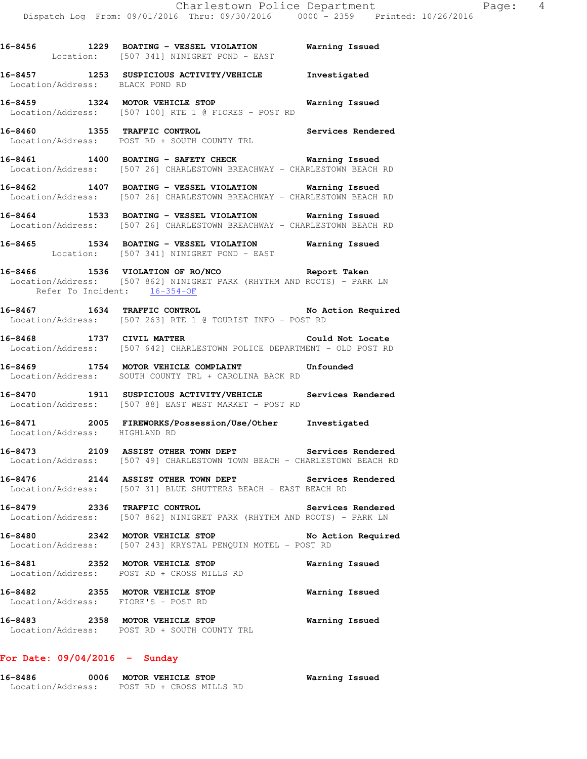**16-8456 1229 BOATING - VESSEL VIOLATION Warning Issued**
Location: [507 341] NINIGRET POND - EAST

**16-8457 1253 SUSPICIOUS ACTIVITY/VEHICLE Investigated**
Location/Address: BLACK POND RD

**16-8459 1324 MOTOR VEHICLE STOP Warning Issued**
Location/Address: [507 100] RTE 1 @ FIORES - POST RD

**16-8460 1355 TRAFFIC CONTROL Services Rendered**
Location/Address: POST RD + SOUTH COUNTY TRL

**16-8461 1400 BOATING - SAFETY CHECK Warning Issued**
Location/Address: [507 26] CHARLESTOWN BREACHWAY - CHARLESTOWN BEACH RD

**16-8462 1407 BOATING - VESSEL VIOLATION Warning Issued**
Location/Address: [507 26] CHARLESTOWN BREACHWAY - CHARLESTOWN BEACH RD

**16-8464 1533 BOATING - VESSEL VIOLATION Warning Issued**
Location/Address: [507 26] CHARLESTOWN BREACHWAY - CHARLESTOWN BEACH RD

**16-8465 1534 BOATING - VESSEL VIOLATION Warning Issued**
Location: [507 341] NINIGRET POND - EAST

**16-8466 1536 VIOLATION OF RO/NCO Report Taken**
Location/Address: [507 862] NINIGRET PARK (RHYTHM AND ROOTS) - PARK LN
Refer To Incident: 16-354-OF

**16-8467 1634 TRAFFIC CONTROL No Action Required**
Location/Address: [507 263] RTE 1 @ TOURIST INFO - POST RD

**16-8468 1737 CIVIL MATTER Could Not Locate**
Location/Address: [507 642] CHARLESTOWN POLICE DEPARTMENT - OLD POST RD

**16-8469 1754 MOTOR VEHICLE COMPLAINT Unfounded**
Location/Address: SOUTH COUNTY TRL + CAROLINA BACK RD

**16-8470 1911 SUSPICIOUS ACTIVITY/VEHICLE Services Rendered**
Location/Address: [507 88] EAST WEST MARKET - POST RD

**16-8471 2005 FIREWORKS/Possession/Use/Other Investigated**
Location/Address: HIGHLAND RD

**16-8473 2109 ASSIST OTHER TOWN DEPT Services Rendered**
Location/Address: [507 49] CHARLESTOWN TOWN BEACH - CHARLESTOWN BEACH RD

**16-8476 2144 ASSIST OTHER TOWN DEPT Services Rendered**
Location/Address: [507 31] BLUE SHUTTERS BEACH - EAST BEACH RD

**16-8479 2336 TRAFFIC CONTROL Services Rendered**
Location/Address: [507 862] NINIGRET PARK (RHYTHM AND ROOTS) - PARK LN

**16-8480 2342 MOTOR VEHICLE STOP No Action Required**
Location/Address: [507 243] KRYSTAL PENQUIN MOTEL - POST RD

**16-8481 2352 MOTOR VEHICLE STOP Warning Issued**
Location/Address: POST RD + CROSS MILLS RD

**16-8482 2355 MOTOR VEHICLE STOP Warning Issued**
Location/Address: FIORE'S - POST RD

**16-8483 2358 MOTOR VEHICLE STOP Warning Issued**
Location/Address: POST RD + SOUTH COUNTY TRL

## For Date: 09/04/2016 - Sunday

**16-8486 0006 MOTOR VEHICLE STOP Warning Issued**
Location/Address: POST RD + CROSS MILLS RD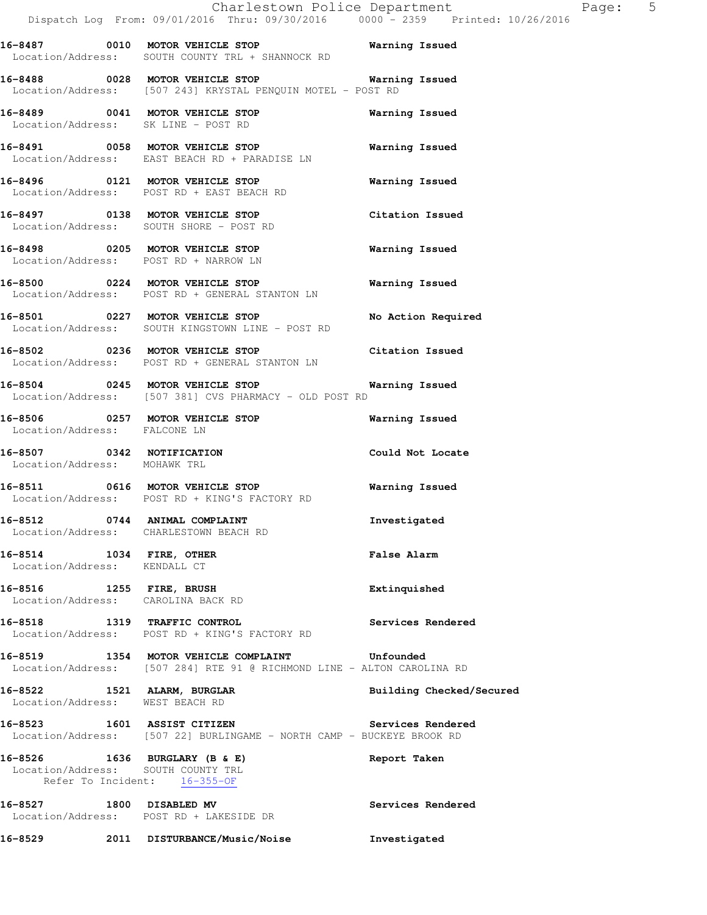16-8487 0010 **MOTOR VEHICLE STOP** **Warning Issued**
Location/Address: SOUTH COUNTY TRL + SHANNOCK RD

16-8488 0028 **MOTOR VEHICLE STOP** **Warning Issued**
Location/Address: [507 243] KRYSTAL PENQUIN MOTEL - POST RD

16-8489 0041 **MOTOR VEHICLE STOP** **Warning Issued**
Location/Address: SK LINE - POST RD

16-8491 0058 **MOTOR VEHICLE STOP** **Warning Issued**
Location/Address: EAST BEACH RD + PARADISE LN

16-8496 0121 **MOTOR VEHICLE STOP** **Warning Issued**
Location/Address: POST RD + EAST BEACH RD

16-8497 0138 **MOTOR VEHICLE STOP** **Citation Issued**
Location/Address: SOUTH SHORE - POST RD

16-8498 0205 **MOTOR VEHICLE STOP** **Warning Issued**
Location/Address: POST RD + NARROW LN

16-8500 0224 **MOTOR VEHICLE STOP** **Warning Issued**
Location/Address: POST RD + GENERAL STANTON LN

16-8501 0227 **MOTOR VEHICLE STOP** **No Action Required**
Location/Address: SOUTH KINGSTOWN LINE - POST RD

16-8502 0236 **MOTOR VEHICLE STOP** **Citation Issued**
Location/Address: POST RD + GENERAL STANTON LN

16-8504 0245 **MOTOR VEHICLE STOP** **Warning Issued**
Location/Address: [507 381] CVS PHARMACY - OLD POST RD

16-8506 0257 **MOTOR VEHICLE STOP** **Warning Issued**
Location/Address: FALCONE LN

16-8507 0342 **NOTIFICATION** **Could Not Locate**
Location/Address: MOHAWK TRL

16-8511 0616 **MOTOR VEHICLE STOP** **Warning Issued**
Location/Address: POST RD + KING'S FACTORY RD

16-8512 0744 **ANIMAL COMPLAINT** **Investigated**
Location/Address: CHARLESTOWN BEACH RD

16-8514 1034 **FIRE, OTHER** **False Alarm**
Location/Address: KENDALL CT

16-8516 1255 **FIRE, BRUSH** **Extinquished**
Location/Address: CAROLINA BACK RD

16-8518 1319 **TRAFFIC CONTROL** **Services Rendered**
Location/Address: POST RD + KING'S FACTORY RD

16-8519 1354 **MOTOR VEHICLE COMPLAINT** **Unfounded**
Location/Address: [507 284] RTE 91 @ RICHMOND LINE - ALTON CAROLINA RD

16-8522 1521 **ALARM, BURGLAR** **Building Checked/Secured**
Location/Address: WEST BEACH RD

16-8523 1601 **ASSIST CITIZEN** **Services Rendered**
Location/Address: [507 22] BURLINGAME - NORTH CAMP - BUCKEYE BROOK RD

16-8526 1636 **BURGLARY (B & E)** **Report Taken**
Location/Address: SOUTH COUNTY TRL
Refer To Incident: 16-355-OF

16-8527 1800 **DISABLED MV** **Services Rendered**
Location/Address: POST RD + LAKESIDE DR

16-8529 2011 **DISTURBANCE/Music/Noise** **Investigated**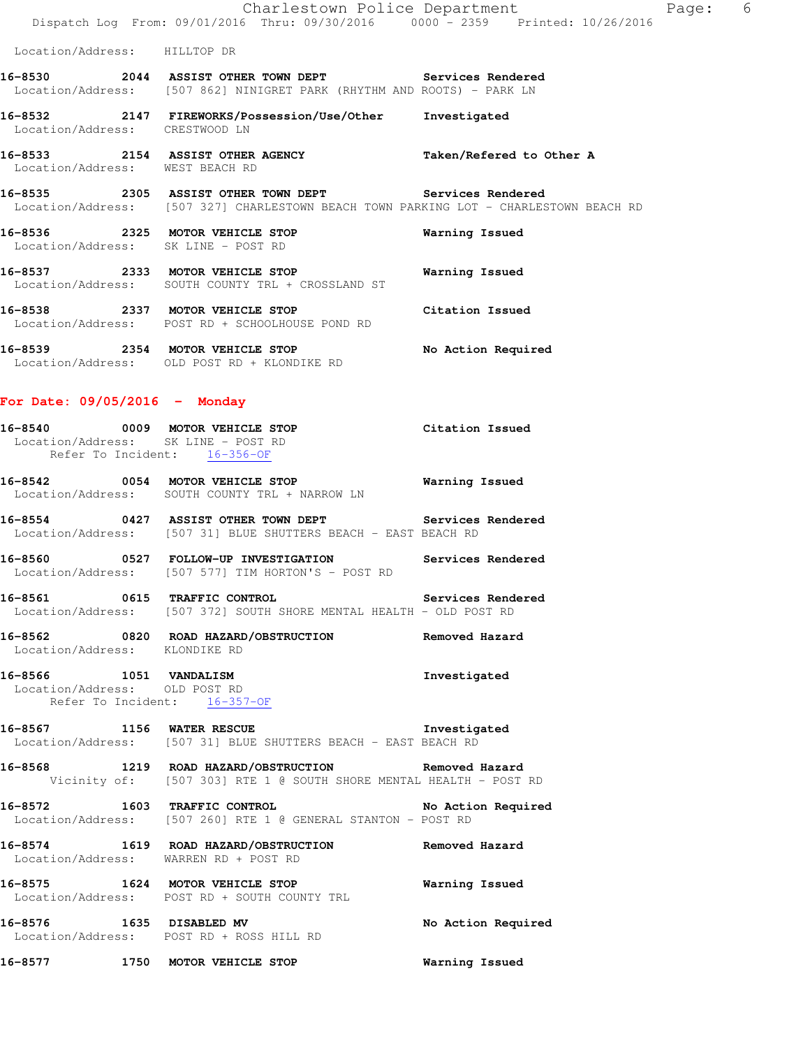Location/Address: HILLTOP DR

**16-8530 2044 ASSIST OTHER TOWN DEPT** Services Rendered
Location/Address: [507 862] NINIGRET PARK (RHYTHM AND ROOTS) - PARK LN

**16-8532 2147 FIREWORKS/Possession/Use/Other** Investigated
Location/Address: CRESTWOOD LN

**16-8533 2154 ASSIST OTHER AGENCY** Taken/Refered to Other A
Location/Address: WEST BEACH RD

**16-8535 2305 ASSIST OTHER TOWN DEPT** Services Rendered
Location/Address: [507 327] CHARLESTOWN BEACH TOWN PARKING LOT - CHARLESTOWN BEACH RD

**16-8536 2325 MOTOR VEHICLE STOP** Warning Issued
Location/Address: SK LINE - POST RD

**16-8537 2333 MOTOR VEHICLE STOP** Warning Issued
Location/Address: SOUTH COUNTY TRL + CROSSLAND ST

**16-8538 2337 MOTOR VEHICLE STOP** Citation Issued
Location/Address: POST RD + SCHOOLHOUSE POND RD

**16-8539 2354 MOTOR VEHICLE STOP** No Action Required
Location/Address: OLD POST RD + KLONDIKE RD

## For Date: 09/05/2016 - Monday

**16-8540 0009 MOTOR VEHICLE STOP** Citation Issued
Location/Address: SK LINE - POST RD
Refer To Incident: 16-356-OF

**16-8542 0054 MOTOR VEHICLE STOP** Warning Issued
Location/Address: SOUTH COUNTY TRL + NARROW LN

**16-8554 0427 ASSIST OTHER TOWN DEPT** Services Rendered
Location/Address: [507 31] BLUE SHUTTERS BEACH - EAST BEACH RD

**16-8560 0527 FOLLOW-UP INVESTIGATION** Services Rendered
Location/Address: [507 577] TIM HORTON'S - POST RD

**16-8561 0615 TRAFFIC CONTROL** Services Rendered
Location/Address: [507 372] SOUTH SHORE MENTAL HEALTH - OLD POST RD

**16-8562 0820 ROAD HAZARD/OBSTRUCTION** Removed Hazard
Location/Address: KLONDIKE RD

**16-8566 1051 VANDALISM** Investigated
Location/Address: OLD POST RD
Refer To Incident: 16-357-OF

**16-8567 1156 WATER RESCUE** Investigated
Location/Address: [507 31] BLUE SHUTTERS BEACH - EAST BEACH RD

**16-8568 1219 ROAD HAZARD/OBSTRUCTION** Removed Hazard
Vicinity of: [507 303] RTE 1 @ SOUTH SHORE MENTAL HEALTH - POST RD

**16-8572 1603 TRAFFIC CONTROL** No Action Required
Location/Address: [507 260] RTE 1 @ GENERAL STANTON - POST RD

**16-8574 1619 ROAD HAZARD/OBSTRUCTION** Removed Hazard
Location/Address: WARREN RD + POST RD

**16-8575 1624 MOTOR VEHICLE STOP** Warning Issued
Location/Address: POST RD + SOUTH COUNTY TRL

**16-8576 1635 DISABLED MV** No Action Required
Location/Address: POST RD + ROSS HILL RD

**16-8577 1750 MOTOR VEHICLE STOP** Warning Issued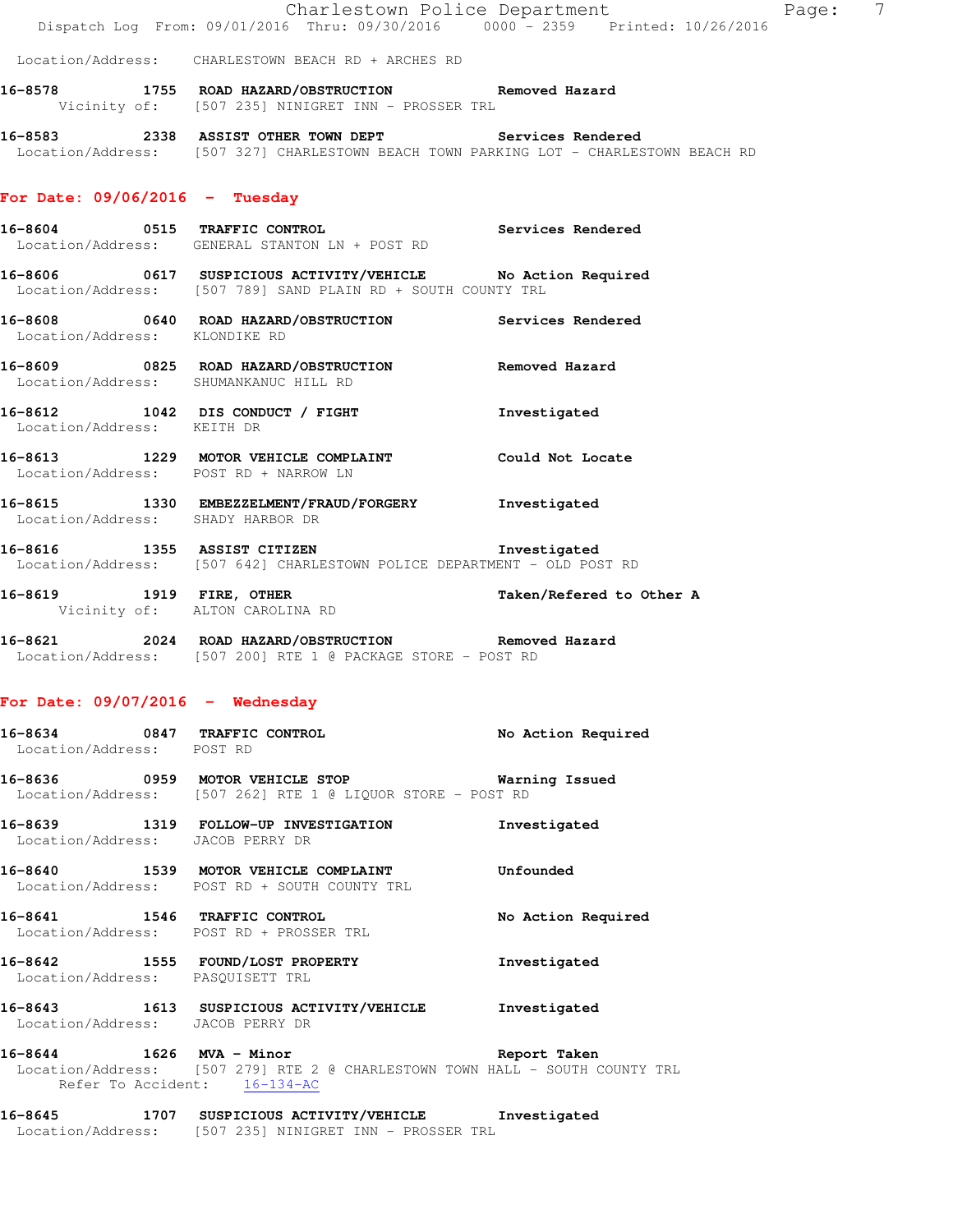Location/Address: CHARLESTOWN BEACH RD + ARCHES RD

**16-8578 1755 ROAD HAZARD/OBSTRUCTION Removed Hazard**
Vicinity of: [507 235] NINIGRET INN - PROSSER TRL

**16-8583 2338 ASSIST OTHER TOWN DEPT Services Rendered**
Location/Address: [507 327] CHARLESTOWN BEACH TOWN PARKING LOT - CHARLESTOWN BEACH RD

## For Date: 09/06/2016 - Tuesday

**16-8604 0515 TRAFFIC CONTROL Services Rendered**
Location/Address: GENERAL STANTON LN + POST RD

**16-8606 0617 SUSPICIOUS ACTIVITY/VEHICLE No Action Required**
Location/Address: [507 789] SAND PLAIN RD + SOUTH COUNTY TRL

**16-8608 0640 ROAD HAZARD/OBSTRUCTION Services Rendered**
Location/Address: KLONDIKE RD

**16-8609 0825 ROAD HAZARD/OBSTRUCTION Removed Hazard**
Location/Address: SHUMANKANUC HILL RD

**16-8612 1042 DIS CONDUCT / FIGHT Investigated**
Location/Address: KEITH DR

**16-8613 1229 MOTOR VEHICLE COMPLAINT Could Not Locate**
Location/Address: POST RD + NARROW LN

**16-8615 1330 EMBEZZELMENT/FRAUD/FORGERY Investigated**
Location/Address: SHADY HARBOR DR

**16-8616 1355 ASSIST CITIZEN Investigated**
Location/Address: [507 642] CHARLESTOWN POLICE DEPARTMENT - OLD POST RD

**16-8619 1919 FIRE, OTHER Taken/Refered to Other A**
Vicinity of: ALTON CAROLINA RD

**16-8621 2024 ROAD HAZARD/OBSTRUCTION Removed Hazard**
Location/Address: [507 200] RTE 1 @ PACKAGE STORE - POST RD

## For Date: 09/07/2016 - Wednesday

**16-8634 0847 TRAFFIC CONTROL No Action Required**
Location/Address: POST RD

**16-8636 0959 MOTOR VEHICLE STOP Warning Issued**
Location/Address: [507 262] RTE 1 @ LIQUOR STORE - POST RD

**16-8639 1319 FOLLOW-UP INVESTIGATION Investigated**
Location/Address: JACOB PERRY DR

**16-8640 1539 MOTOR VEHICLE COMPLAINT Unfounded**
Location/Address: POST RD + SOUTH COUNTY TRL

**16-8641 1546 TRAFFIC CONTROL No Action Required**
Location/Address: POST RD + PROSSER TRL

**16-8642 1555 FOUND/LOST PROPERTY Investigated**
Location/Address: PASQUISETT TRL

**16-8643 1613 SUSPICIOUS ACTIVITY/VEHICLE Investigated**
Location/Address: JACOB PERRY DR

**16-8644 1626 MVA - Minor Report Taken**
Location/Address: [507 279] RTE 2 @ CHARLESTOWN TOWN HALL - SOUTH COUNTY TRL
Refer To Accident: 16-134-AC

**16-8645 1707 SUSPICIOUS ACTIVITY/VEHICLE Investigated**
Location/Address: [507 235] NINIGRET INN - PROSSER TRL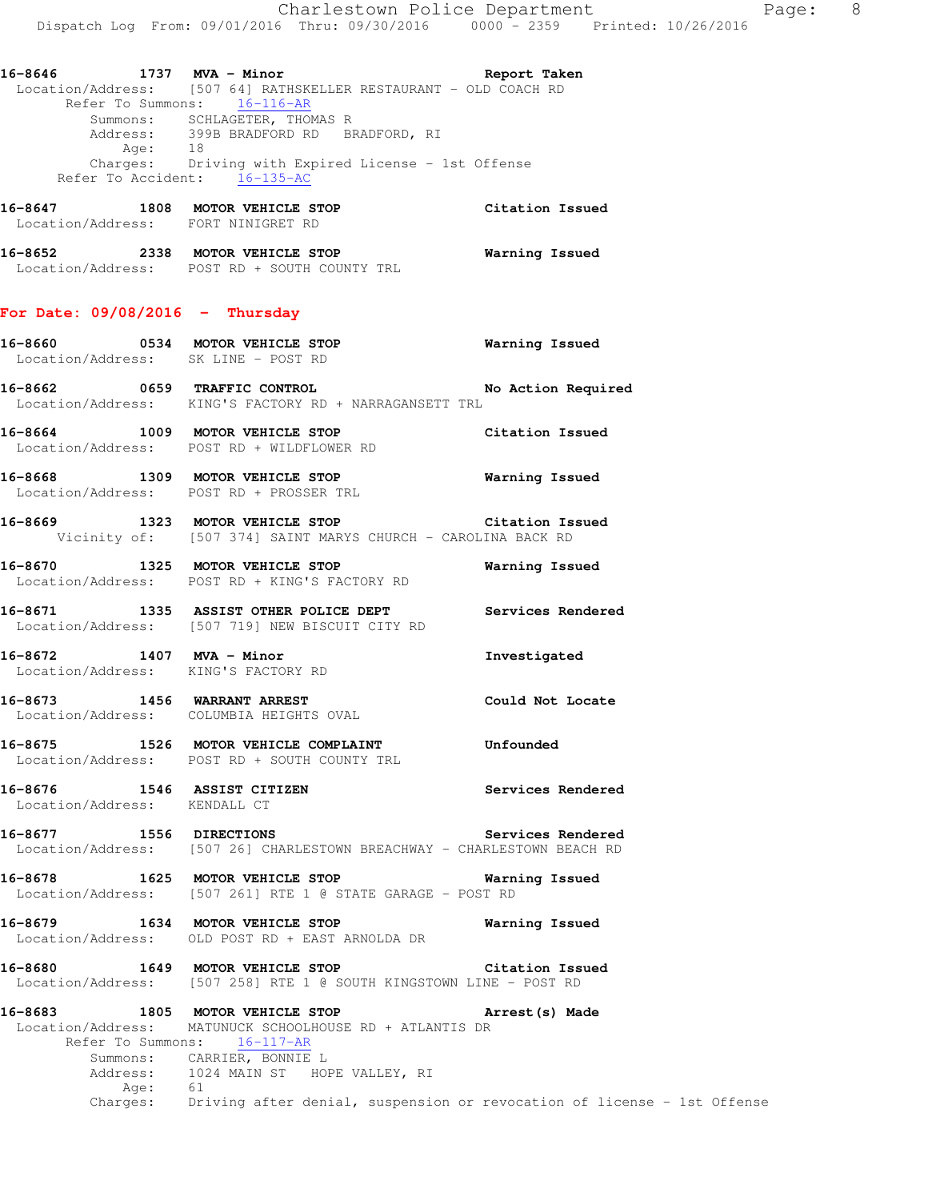16-8646 1737 **MVA - Minor** **Report Taken**
Location/Address: [507 64] RATHSKELLER RESTAURANT - OLD COACH RD
Refer To Summons: 16-116-AR
Summons: SCHLAGETER, THOMAS R
Address: 399B BRADFORD RD BRADFORD, RI
Age: 18
Charges: Driving with Expired License - 1st Offense
Refer To Accident: 16-135-AC

16-8647 1808 **MOTOR VEHICLE STOP** **Citation Issued**
Location/Address: FORT NINIGRET RD

16-8652 2338 **MOTOR VEHICLE STOP** **Warning Issued**
Location/Address: POST RD + SOUTH COUNTY TRL

## For Date: 09/08/2016 - Thursday

16-8660 0534 **MOTOR VEHICLE STOP** **Warning Issued**
Location/Address: SK LINE - POST RD

16-8662 0659 **TRAFFIC CONTROL** **No Action Required**
Location/Address: KING'S FACTORY RD + NARRAGANSETT TRL

16-8664 1009 **MOTOR VEHICLE STOP** **Citation Issued**
Location/Address: POST RD + WILDFLOWER RD

16-8668 1309 **MOTOR VEHICLE STOP** **Warning Issued**
Location/Address: POST RD + PROSSER TRL

16-8669 1323 **MOTOR VEHICLE STOP** **Citation Issued**
Vicinity of: [507 374] SAINT MARYS CHURCH - CAROLINA BACK RD

16-8670 1325 **MOTOR VEHICLE STOP** **Warning Issued**
Location/Address: POST RD + KING'S FACTORY RD

16-8671 1335 **ASSIST OTHER POLICE DEPT** **Services Rendered**
Location/Address: [507 719] NEW BISCUIT CITY RD

16-8672 1407 **MVA - Minor** **Investigated**
Location/Address: KING'S FACTORY RD

16-8673 1456 **WARRANT ARREST** **Could Not Locate**
Location/Address: COLUMBIA HEIGHTS OVAL

16-8675 1526 **MOTOR VEHICLE COMPLAINT** **Unfounded**
Location/Address: POST RD + SOUTH COUNTY TRL

16-8676 1546 **ASSIST CITIZEN** **Services Rendered**
Location/Address: KENDALL CT

16-8677 1556 **DIRECTIONS** **Services Rendered**
Location/Address: [507 26] CHARLESTOWN BREACHWAY - CHARLESTOWN BEACH RD

16-8678 1625 **MOTOR VEHICLE STOP** **Warning Issued**
Location/Address: [507 261] RTE 1 @ STATE GARAGE - POST RD

16-8679 1634 **MOTOR VEHICLE STOP** **Warning Issued**
Location/Address: OLD POST RD + EAST ARNOLDA DR

16-8680 1649 **MOTOR VEHICLE STOP** **Citation Issued**
Location/Address: [507 258] RTE 1 @ SOUTH KINGSTOWN LINE - POST RD

16-8683 1805 **MOTOR VEHICLE STOP** **Arrest(s) Made**
Location/Address: MATUNUCK SCHOOLHOUSE RD + ATLANTIS DR
Refer To Summons: 16-117-AR
Summons: CARRIER, BONNIE L
Address: 1024 MAIN ST HOPE VALLEY, RI
Age: 61
Charges: Driving after denial, suspension or revocation of license - 1st Offense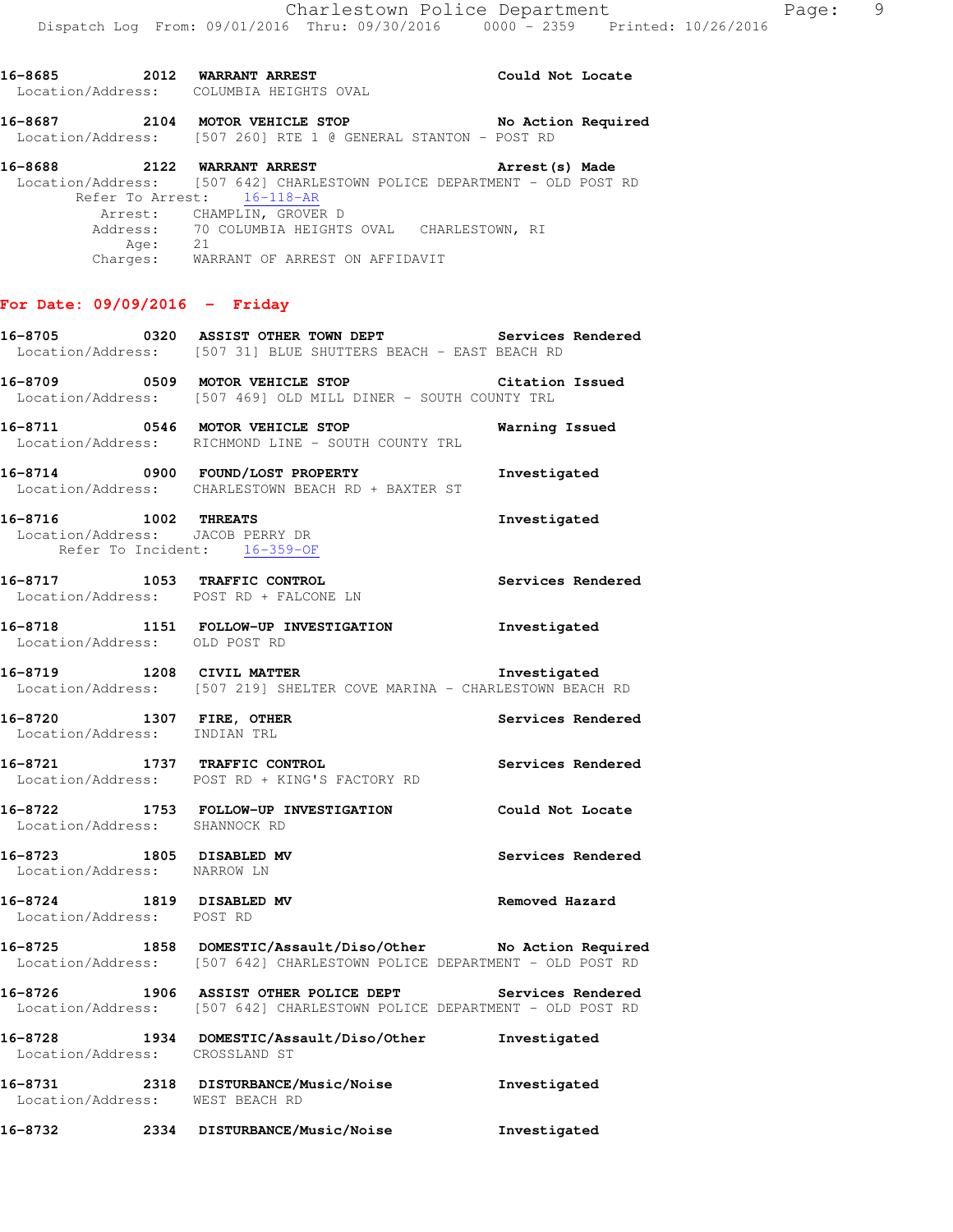16-8685 2012 **WARRANT ARREST** **Could Not Locate**
Location/Address: COLUMBIA HEIGHTS OVAL

16-8687 2104 **MOTOR VEHICLE STOP** **No Action Required**
Location/Address: [507 260] RTE 1 @ GENERAL STANTON - POST RD

16-8688 2122 **WARRANT ARREST** **Arrest(s) Made**
Location/Address: [507 642] CHARLESTOWN POLICE DEPARTMENT - OLD POST RD
Refer To Arrest: 16-118-AR
Arrest: CHAMPLIN, GROVER D
Address: 70 COLUMBIA HEIGHTS OVAL CHARLESTOWN, RI
Age: 21
Charges: WARRANT OF ARREST ON AFFIDAVIT

## For Date: 09/09/2016 - Friday

16-8705 0320 **ASSIST OTHER TOWN DEPT** **Services Rendered**
Location/Address: [507 31] BLUE SHUTTERS BEACH - EAST BEACH RD

16-8709 0509 **MOTOR VEHICLE STOP** **Citation Issued**
Location/Address: [507 469] OLD MILL DINER - SOUTH COUNTY TRL

16-8711 0546 **MOTOR VEHICLE STOP** **Warning Issued**
Location/Address: RICHMOND LINE - SOUTH COUNTY TRL

16-8714 0900 **FOUND/LOST PROPERTY** **Investigated**
Location/Address: CHARLESTOWN BEACH RD + BAXTER ST

16-8716 1002 **THREATS** **Investigated**
Location/Address: JACOB PERRY DR
Refer To Incident: 16-359-OF

16-8717 1053 **TRAFFIC CONTROL** **Services Rendered**
Location/Address: POST RD + FALCONE LN

16-8718 1151 **FOLLOW-UP INVESTIGATION** **Investigated**
Location/Address: OLD POST RD

16-8719 1208 **CIVIL MATTER** **Investigated**
Location/Address: [507 219] SHELTER COVE MARINA - CHARLESTOWN BEACH RD

16-8720 1307 **FIRE, OTHER** **Services Rendered**
Location/Address: INDIAN TRL

16-8721 1737 **TRAFFIC CONTROL** **Services Rendered**
Location/Address: POST RD + KING'S FACTORY RD

16-8722 1753 **FOLLOW-UP INVESTIGATION** **Could Not Locate**
Location/Address: SHANNOCK RD

16-8723 1805 **DISABLED MV** **Services Rendered**
Location/Address: NARROW LN

16-8724 1819 **DISABLED MV** **Removed Hazard**
Location/Address: POST RD

16-8725 1858 **DOMESTIC/Assault/Diso/Other** **No Action Required**
Location/Address: [507 642] CHARLESTOWN POLICE DEPARTMENT - OLD POST RD

16-8726 1906 **ASSIST OTHER POLICE DEPT** **Services Rendered**
Location/Address: [507 642] CHARLESTOWN POLICE DEPARTMENT - OLD POST RD

16-8728 1934 **DOMESTIC/Assault/Diso/Other** **Investigated**
Location/Address: CROSSLAND ST

16-8731 2318 **DISTURBANCE/Music/Noise** **Investigated**
Location/Address: WEST BEACH RD

16-8732 2334 **DISTURBANCE/Music/Noise** **Investigated**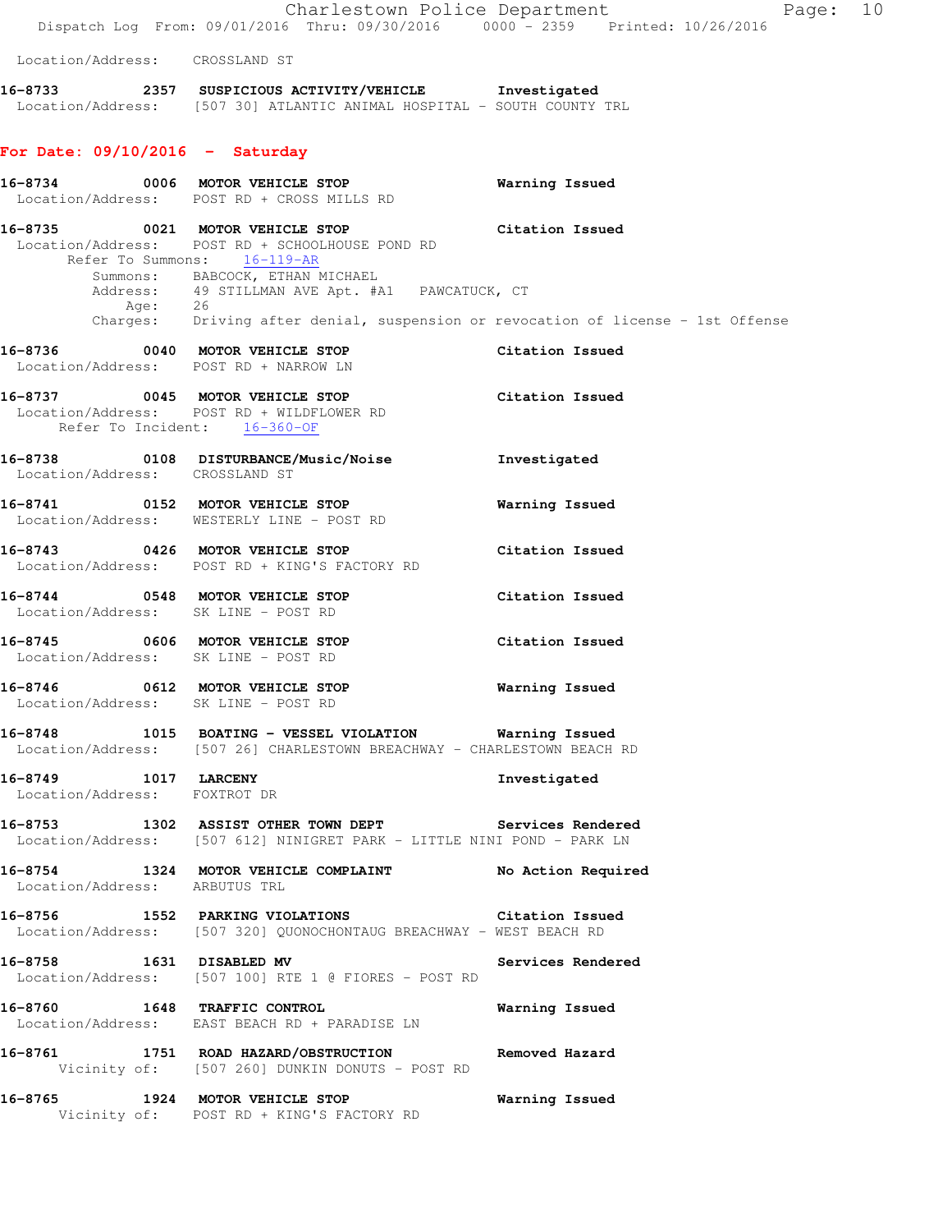Location/Address: CROSSLAND ST

**16-8733** 2357 **SUSPICIOUS ACTIVITY/VEHICLE** Investigated
Location/Address: [507 30] ATLANTIC ANIMAL HOSPITAL - SOUTH COUNTY TRL

## For Date: 09/10/2016 - Saturday

**16-8734** 0006 **MOTOR VEHICLE STOP** Warning Issued
Location/Address: POST RD + CROSS MILLS RD

**16-8735** 0021 **MOTOR VEHICLE STOP** Citation Issued
Location/Address: POST RD + SCHOOLHOUSE POND RD
Refer To Summons: 16-119-AR
Summons: BABCOCK, ETHAN MICHAEL
Address: 49 STILLMAN AVE Apt. #A1 PAWCATUCK, CT
Age: 26
Charges: Driving after denial, suspension or revocation of license - 1st Offense

**16-8736** 0040 **MOTOR VEHICLE STOP** Citation Issued
Location/Address: POST RD + NARROW LN

**16-8737** 0045 **MOTOR VEHICLE STOP** Citation Issued
Location/Address: POST RD + WILDFLOWER RD
Refer To Incident: 16-360-OF

**16-8738** 0108 **DISTURBANCE/Music/Noise** Investigated
Location/Address: CROSSLAND ST

**16-8741** 0152 **MOTOR VEHICLE STOP** Warning Issued
Location/Address: WESTERLY LINE - POST RD

**16-8743** 0426 **MOTOR VEHICLE STOP** Citation Issued
Location/Address: POST RD + KING'S FACTORY RD

**16-8744** 0548 **MOTOR VEHICLE STOP** Citation Issued
Location/Address: SK LINE - POST RD

**16-8745** 0606 **MOTOR VEHICLE STOP** Citation Issued
Location/Address: SK LINE - POST RD

**16-8746** 0612 **MOTOR VEHICLE STOP** Warning Issued
Location/Address: SK LINE - POST RD

**16-8748** 1015 **BOATING - VESSEL VIOLATION** Warning Issued
Location/Address: [507 26] CHARLESTOWN BREACHWAY - CHARLESTOWN BEACH RD

**16-8749** 1017 **LARCENY** Investigated
Location/Address: FOXTROT DR

**16-8753** 1302 **ASSIST OTHER TOWN DEPT** Services Rendered
Location/Address: [507 612] NINIGRET PARK - LITTLE NINI POND - PARK LN

**16-8754** 1324 **MOTOR VEHICLE COMPLAINT** No Action Required
Location/Address: ARBUTUS TRL

**16-8756** 1552 **PARKING VIOLATIONS** Citation Issued
Location/Address: [507 320] QUONOCHONTAUG BREACHWAY - WEST BEACH RD

**16-8758** 1631 **DISABLED MV** Services Rendered
Location/Address: [507 100] RTE 1 @ FIORES - POST RD

**16-8760** 1648 **TRAFFIC CONTROL** Warning Issued
Location/Address: EAST BEACH RD + PARADISE LN

**16-8761** 1751 **ROAD HAZARD/OBSTRUCTION** Removed Hazard
Vicinity of: [507 260] DUNKIN DONUTS - POST RD

**16-8765** 1924 **MOTOR VEHICLE STOP** Warning Issued
Vicinity of: POST RD + KING'S FACTORY RD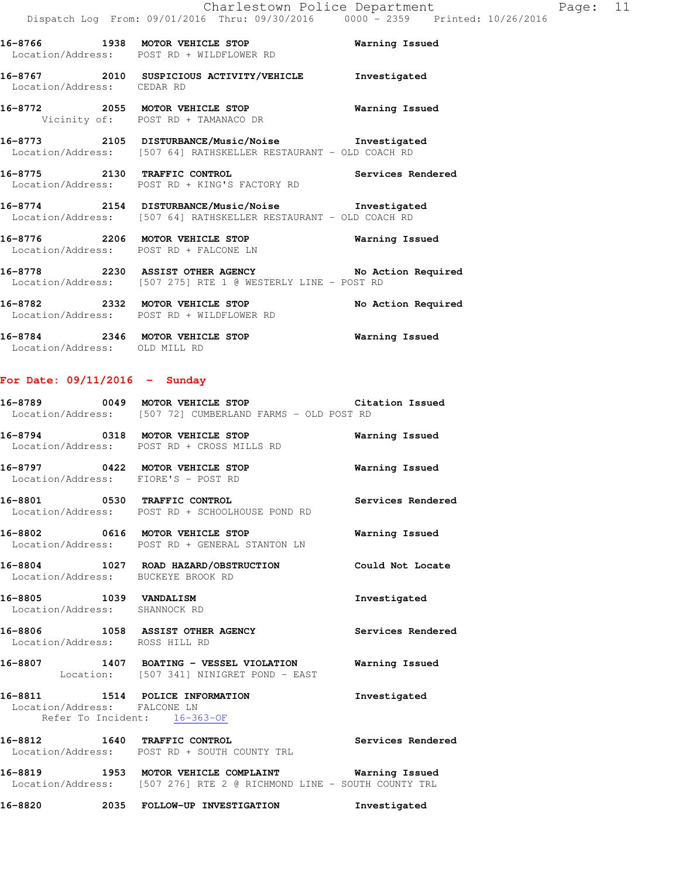**16-8766 1938 MOTOR VEHICLE STOP** Warning Issued
Location/Address: POST RD + WILDFLOWER RD

**16-8767 2010 SUSPICIOUS ACTIVITY/VEHICLE** Investigated
Location/Address: CEDAR RD

**16-8772 2055 MOTOR VEHICLE STOP** Warning Issued
Vicinity of: POST RD + TAMANACO DR

**16-8773 2105 DISTURBANCE/Music/Noise** Investigated
Location/Address: [507 64] RATHSKELLER RESTAURANT - OLD COACH RD

**16-8775 2130 TRAFFIC CONTROL** Services Rendered
Location/Address: POST RD + KING'S FACTORY RD

**16-8774 2154 DISTURBANCE/Music/Noise** Investigated
Location/Address: [507 64] RATHSKELLER RESTAURANT - OLD COACH RD

**16-8776 2206 MOTOR VEHICLE STOP** Warning Issued
Location/Address: POST RD + FALCONE LN

**16-8778 2230 ASSIST OTHER AGENCY** No Action Required
Location/Address: [507 275] RTE 1 @ WESTERLY LINE - POST RD

**16-8782 2332 MOTOR VEHICLE STOP** No Action Required
Location/Address: POST RD + WILDFLOWER RD

**16-8784 2346 MOTOR VEHICLE STOP** Warning Issued
Location/Address: OLD MILL RD

## For Date: 09/11/2016 - Sunday

**16-8789 0049 MOTOR VEHICLE STOP** Citation Issued
Location/Address: [507 72] CUMBERLAND FARMS - OLD POST RD

**16-8794 0318 MOTOR VEHICLE STOP** Warning Issued
Location/Address: POST RD + CROSS MILLS RD

**16-8797 0422 MOTOR VEHICLE STOP** Warning Issued
Location/Address: FIORE'S - POST RD

**16-8801 0530 TRAFFIC CONTROL** Services Rendered
Location/Address: POST RD + SCHOOLHOUSE POND RD

**16-8802 0616 MOTOR VEHICLE STOP** Warning Issued
Location/Address: POST RD + GENERAL STANTON LN

**16-8804 1027 ROAD HAZARD/OBSTRUCTION** Could Not Locate
Location/Address: BUCKEYE BROOK RD

**16-8805 1039 VANDALISM** Investigated
Location/Address: SHANNOCK RD

**16-8806 1058 ASSIST OTHER AGENCY** Services Rendered
Location/Address: ROSS HILL RD

**16-8807 1407 BOATING - VESSEL VIOLATION** Warning Issued
Location: [507 341] NINIGRET POND - EAST

**16-8811 1514 POLICE INFORMATION** Investigated
Location/Address: FALCONE LN
Refer To Incident: 16-363-OF

**16-8812 1640 TRAFFIC CONTROL** Services Rendered
Location/Address: POST RD + SOUTH COUNTY TRL

**16-8819 1953 MOTOR VEHICLE COMPLAINT** Warning Issued
Location/Address: [507 276] RTE 2 @ RICHMOND LINE - SOUTH COUNTY TRL

**16-8820 2035 FOLLOW-UP INVESTIGATION** Investigated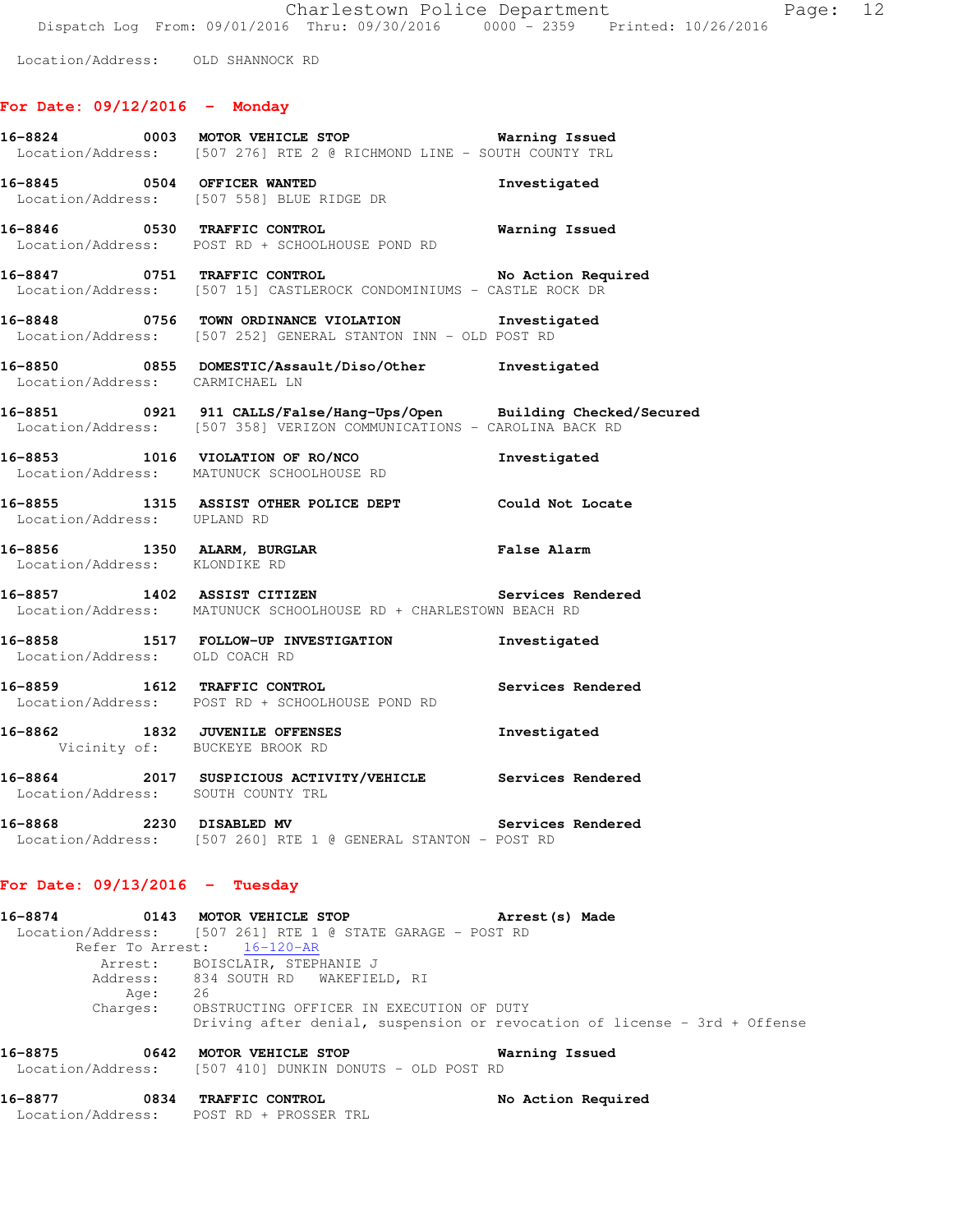Location/Address: OLD SHANNOCK RD

## For Date: 09/12/2016 - Monday

**16-8824 0003 MOTOR VEHICLE STOP** Warning Issued
Location/Address: [507 276] RTE 2 @ RICHMOND LINE - SOUTH COUNTY TRL

**16-8845 0504 OFFICER WANTED** Investigated
Location/Address: [507 558] BLUE RIDGE DR

**16-8846 0530 TRAFFIC CONTROL** Warning Issued
Location/Address: POST RD + SCHOOLHOUSE POND RD

**16-8847 0751 TRAFFIC CONTROL** No Action Required
Location/Address: [507 15] CASTLEROCK CONDOMINIUMS - CASTLE ROCK DR

**16-8848 0756 TOWN ORDINANCE VIOLATION** Investigated
Location/Address: [507 252] GENERAL STANTON INN - OLD POST RD

**16-8850 0855 DOMESTIC/Assault/Diso/Other** Investigated
Location/Address: CARMICHAEL LN

**16-8851 0921 911 CALLS/False/Hang-Ups/Open** Building Checked/Secured
Location/Address: [507 358] VERIZON COMMUNICATIONS - CAROLINA BACK RD

**16-8853 1016 VIOLATION OF RO/NCO** Investigated
Location/Address: MATUNUCK SCHOOLHOUSE RD

**16-8855 1315 ASSIST OTHER POLICE DEPT** Could Not Locate
Location/Address: UPLAND RD

**16-8856 1350 ALARM, BURGLAR** False Alarm
Location/Address: KLONDIKE RD

**16-8857 1402 ASSIST CITIZEN** Services Rendered
Location/Address: MATUNUCK SCHOOLHOUSE RD + CHARLESTOWN BEACH RD

**16-8858 1517 FOLLOW-UP INVESTIGATION** Investigated
Location/Address: OLD COACH RD

**16-8859 1612 TRAFFIC CONTROL** Services Rendered
Location/Address: POST RD + SCHOOLHOUSE POND RD

**16-8862 1832 JUVENILE OFFENSES** Investigated
Vicinity of: BUCKEYE BROOK RD

**16-8864 2017 SUSPICIOUS ACTIVITY/VEHICLE** Services Rendered
Location/Address: SOUTH COUNTY TRL

**16-8868 2230 DISABLED MV** Services Rendered
Location/Address: [507 260] RTE 1 @ GENERAL STANTON - POST RD

## For Date: 09/13/2016 - Tuesday

**16-8874 0143 MOTOR VEHICLE STOP** Arrest(s) Made
Location/Address: [507 261] RTE 1 @ STATE GARAGE - POST RD
Refer To Arrest: 16-120-AR
Arrest: BOISCLAIR, STEPHANIE J
Address: 834 SOUTH RD WAKEFIELD, RI
Age: 26
Charges: OBSTRUCTING OFFICER IN EXECUTION OF DUTY
Driving after denial, suspension or revocation of license - 3rd + Offense

**16-8875 0642 MOTOR VEHICLE STOP** Warning Issued
Location/Address: [507 410] DUNKIN DONUTS - OLD POST RD

**16-8877 0834 TRAFFIC CONTROL** No Action Required
Location/Address: POST RD + PROSSER TRL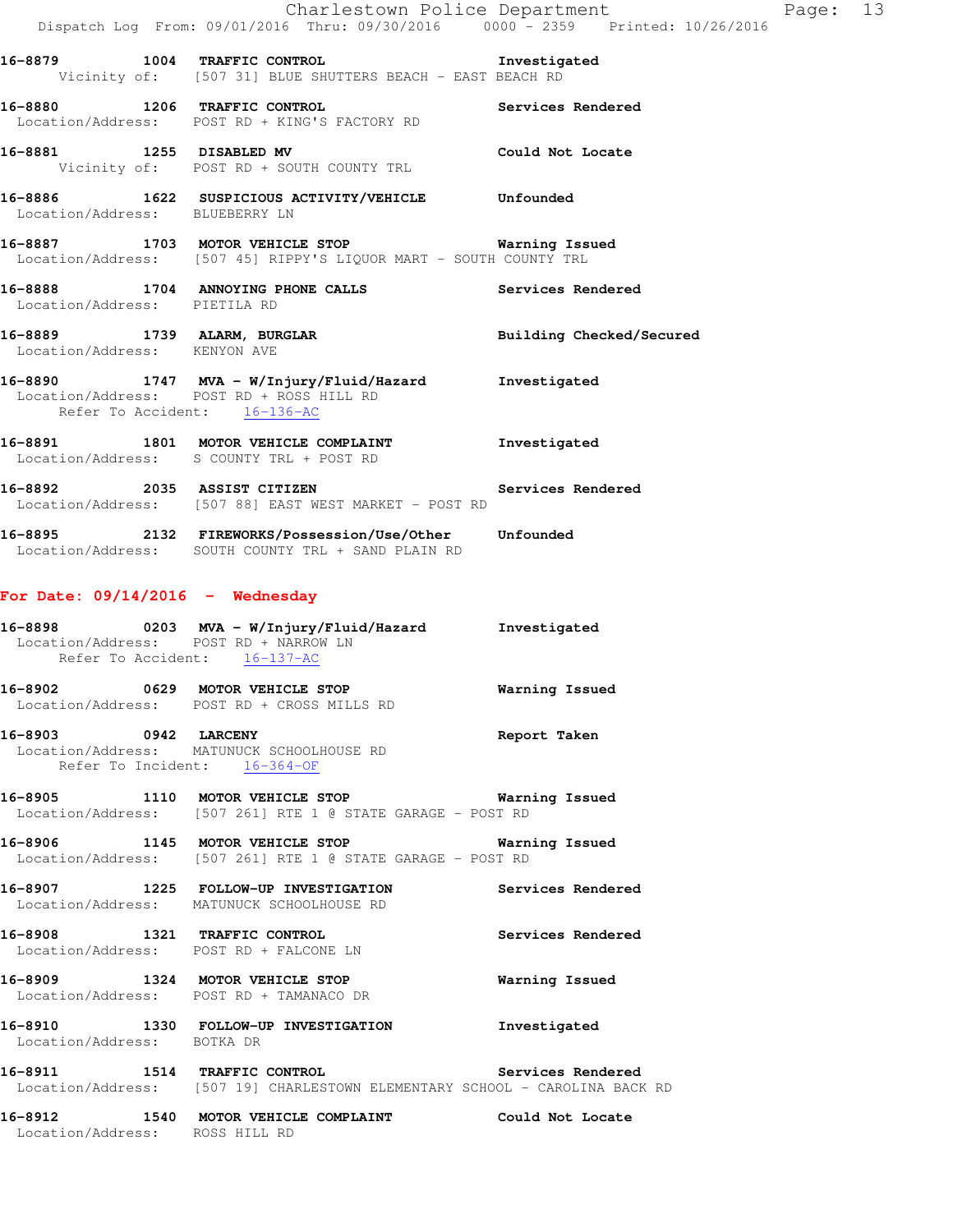**16-8879 1004 TRAFFIC CONTROL** Investigated
Vicinity of: [507 31] BLUE SHUTTERS BEACH - EAST BEACH RD

**16-8880 1206 TRAFFIC CONTROL** Services Rendered
Location/Address: POST RD + KING'S FACTORY RD

**16-8881 1255 DISABLED MV** Could Not Locate
Vicinity of: POST RD + SOUTH COUNTY TRL

**16-8886 1622 SUSPICIOUS ACTIVITY/VEHICLE** Unfounded
Location/Address: BLUEBERRY LN

**16-8887 1703 MOTOR VEHICLE STOP** Warning Issued
Location/Address: [507 45] RIPPY'S LIQUOR MART - SOUTH COUNTY TRL

**16-8888 1704 ANNOYING PHONE CALLS** Services Rendered
Location/Address: PIETILA RD

**16-8889 1739 ALARM, BURGLAR** Building Checked/Secured
Location/Address: KENYON AVE

**16-8890 1747 MVA - W/Injury/Fluid/Hazard** Investigated
Location/Address: POST RD + ROSS HILL RD
Refer To Accident: 16-136-AC

**16-8891 1801 MOTOR VEHICLE COMPLAINT** Investigated
Location/Address: S COUNTY TRL + POST RD

**16-8892 2035 ASSIST CITIZEN** Services Rendered
Location/Address: [507 88] EAST WEST MARKET - POST RD

**16-8895 2132 FIREWORKS/Possession/Use/Other** Unfounded
Location/Address: SOUTH COUNTY TRL + SAND PLAIN RD

## For Date: 09/14/2016 - Wednesday

**16-8898 0203 MVA - W/Injury/Fluid/Hazard** Investigated
Location/Address: POST RD + NARROW LN
Refer To Accident: 16-137-AC

**16-8902 0629 MOTOR VEHICLE STOP** Warning Issued
Location/Address: POST RD + CROSS MILLS RD

**16-8903 0942 LARCENY** Report Taken
Location/Address: MATUNUCK SCHOOLHOUSE RD
Refer To Incident: 16-364-OF

**16-8905 1110 MOTOR VEHICLE STOP** Warning Issued
Location/Address: [507 261] RTE 1 @ STATE GARAGE - POST RD

**16-8906 1145 MOTOR VEHICLE STOP** Warning Issued
Location/Address: [507 261] RTE 1 @ STATE GARAGE - POST RD

**16-8907 1225 FOLLOW-UP INVESTIGATION** Services Rendered
Location/Address: MATUNUCK SCHOOLHOUSE RD

**16-8908 1321 TRAFFIC CONTROL** Services Rendered
Location/Address: POST RD + FALCONE LN

**16-8909 1324 MOTOR VEHICLE STOP** Warning Issued
Location/Address: POST RD + TAMANACO DR

**16-8910 1330 FOLLOW-UP INVESTIGATION** Investigated
Location/Address: BOTKA DR

**16-8911 1514 TRAFFIC CONTROL** Services Rendered
Location/Address: [507 19] CHARLESTOWN ELEMENTARY SCHOOL - CAROLINA BACK RD

**16-8912 1540 MOTOR VEHICLE COMPLAINT** Could Not Locate
Location/Address: ROSS HILL RD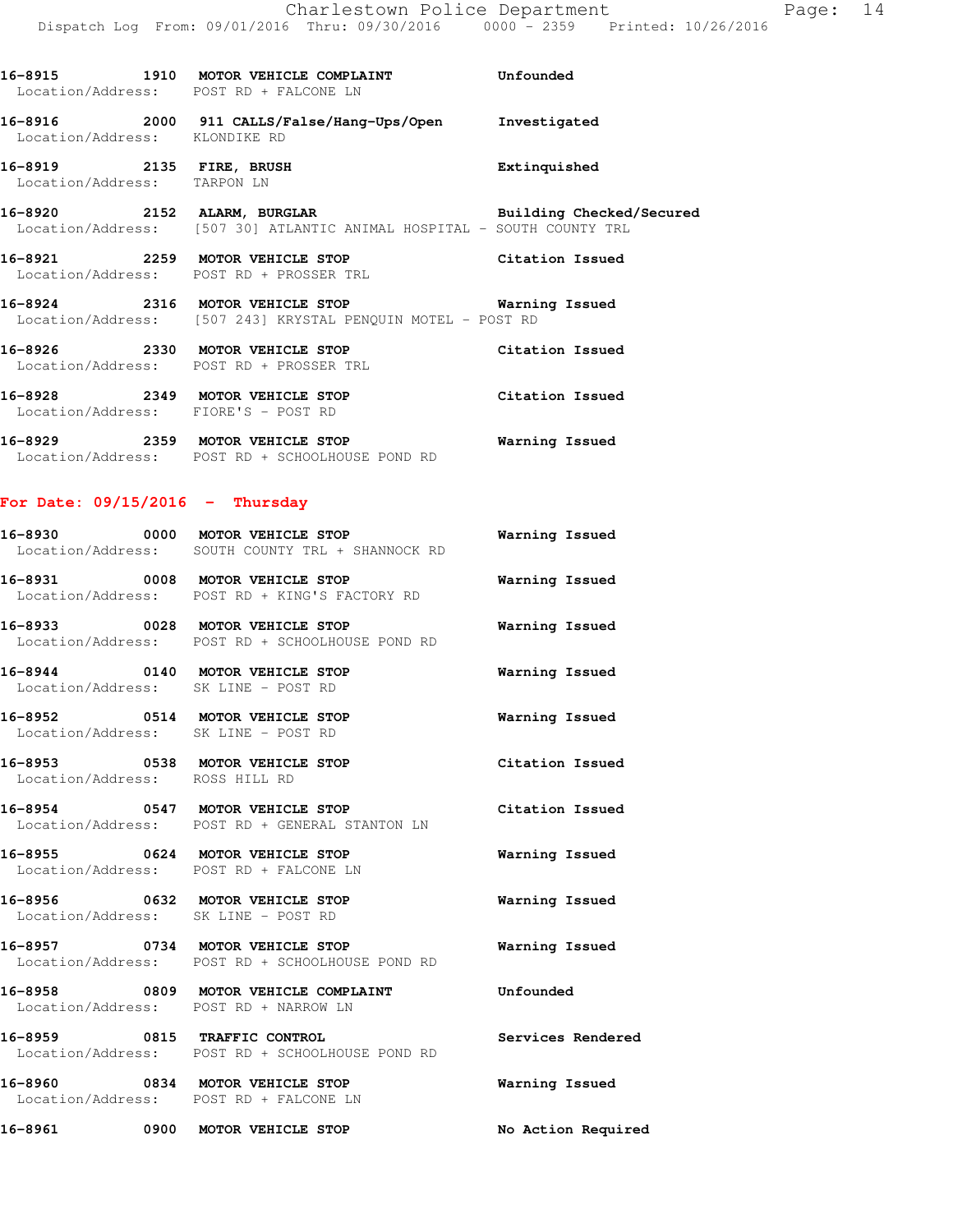16-8915 1910 **MOTOR VEHICLE COMPLAINT** **Unfounded**
Location/Address: POST RD + FALCONE LN

16-8916 2000 **911 CALLS/False/Hang-Ups/Open** **Investigated**
Location/Address: KLONDIKE RD

16-8919 2135 **FIRE, BRUSH** **Extinquished**
Location/Address: TARPON LN

16-8920 2152 **ALARM, BURGLAR** **Building Checked/Secured**
Location/Address: [507 30] ATLANTIC ANIMAL HOSPITAL - SOUTH COUNTY TRL

16-8921 2259 **MOTOR VEHICLE STOP** **Citation Issued**
Location/Address: POST RD + PROSSER TRL

16-8924 2316 **MOTOR VEHICLE STOP** **Warning Issued**
Location/Address: [507 243] KRYSTAL PENQUIN MOTEL - POST RD

16-8926 2330 **MOTOR VEHICLE STOP** **Citation Issued**
Location/Address: POST RD + PROSSER TRL

16-8928 2349 **MOTOR VEHICLE STOP** **Citation Issued**
Location/Address: FIORE'S - POST RD

16-8929 2359 **MOTOR VEHICLE STOP** **Warning Issued**
Location/Address: POST RD + SCHOOLHOUSE POND RD

## For Date: 09/15/2016 - Thursday

16-8930 0000 **MOTOR VEHICLE STOP** **Warning Issued**
Location/Address: SOUTH COUNTY TRL + SHANNOCK RD

16-8931 0008 **MOTOR VEHICLE STOP** **Warning Issued**
Location/Address: POST RD + KING'S FACTORY RD

16-8933 0028 **MOTOR VEHICLE STOP** **Warning Issued**
Location/Address: POST RD + SCHOOLHOUSE POND RD

16-8944 0140 **MOTOR VEHICLE STOP** **Warning Issued**
Location/Address: SK LINE - POST RD

16-8952 0514 **MOTOR VEHICLE STOP** **Warning Issued**
Location/Address: SK LINE - POST RD

16-8953 0538 **MOTOR VEHICLE STOP** **Citation Issued**
Location/Address: ROSS HILL RD

16-8954 0547 **MOTOR VEHICLE STOP** **Citation Issued**
Location/Address: POST RD + GENERAL STANTON LN

16-8955 0624 **MOTOR VEHICLE STOP** **Warning Issued**
Location/Address: POST RD + FALCONE LN

16-8956 0632 **MOTOR VEHICLE STOP** **Warning Issued**
Location/Address: SK LINE - POST RD

16-8957 0734 **MOTOR VEHICLE STOP** **Warning Issued**
Location/Address: POST RD + SCHOOLHOUSE POND RD

16-8958 0809 **MOTOR VEHICLE COMPLAINT** **Unfounded**
Location/Address: POST RD + NARROW LN

16-8959 0815 **TRAFFIC CONTROL** **Services Rendered**
Location/Address: POST RD + SCHOOLHOUSE POND RD

16-8960 0834 **MOTOR VEHICLE STOP** **Warning Issued**
Location/Address: POST RD + FALCONE LN

16-8961 0900 **MOTOR VEHICLE STOP** **No Action Required**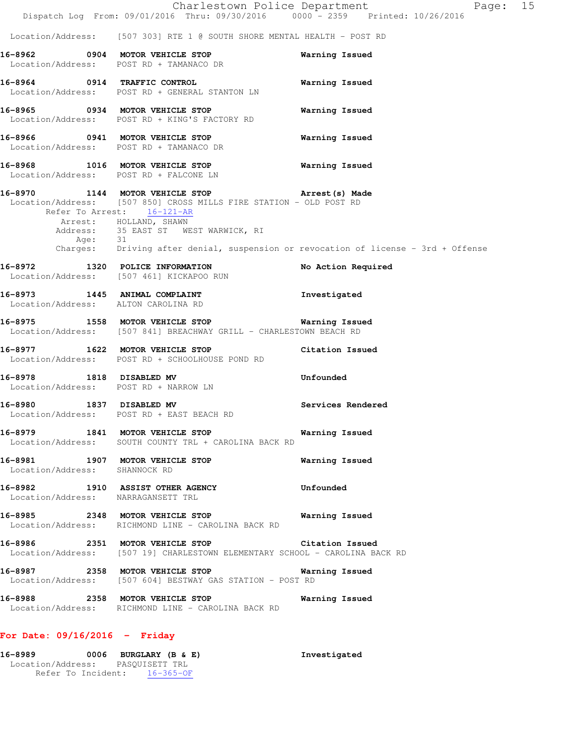Location/Address: [507 303] RTE 1 @ SOUTH SHORE MENTAL HEALTH - POST RD

**16-8962 0904 MOTOR VEHICLE STOP** Warning Issued
Location/Address: POST RD + TAMANACO DR

**16-8964 0914 TRAFFIC CONTROL** Warning Issued
Location/Address: POST RD + GENERAL STANTON LN

**16-8965 0934 MOTOR VEHICLE STOP** Warning Issued
Location/Address: POST RD + KING'S FACTORY RD

**16-8966 0941 MOTOR VEHICLE STOP** Warning Issued
Location/Address: POST RD + TAMANACO DR

**16-8968 1016 MOTOR VEHICLE STOP** Warning Issued
Location/Address: POST RD + FALCONE LN

**16-8970 1144 MOTOR VEHICLE STOP** Arrest(s) Made
Location/Address: [507 850] CROSS MILLS FIRE STATION - OLD POST RD
Refer To Arrest: 16-121-AR
Arrest: HOLLAND, SHAWN
Address: 35 EAST ST WEST WARWICK, RI
Age: 31
Charges: Driving after denial, suspension or revocation of license - 3rd + Offense

**16-8972 1320 POLICE INFORMATION** No Action Required
Location/Address: [507 461] KICKAPOO RUN

**16-8973 1445 ANIMAL COMPLAINT** Investigated
Location/Address: ALTON CAROLINA RD

**16-8975 1558 MOTOR VEHICLE STOP** Warning Issued
Location/Address: [507 841] BREACHWAY GRILL - CHARLESTOWN BEACH RD

**16-8977 1622 MOTOR VEHICLE STOP** Citation Issued
Location/Address: POST RD + SCHOOLHOUSE POND RD

**16-8978 1818 DISABLED MV** Unfounded
Location/Address: POST RD + NARROW LN

**16-8980 1837 DISABLED MV** Services Rendered
Location/Address: POST RD + EAST BEACH RD

**16-8979 1841 MOTOR VEHICLE STOP** Warning Issued
Location/Address: SOUTH COUNTY TRL + CAROLINA BACK RD

**16-8981 1907 MOTOR VEHICLE STOP** Warning Issued
Location/Address: SHANNOCK RD

**16-8982 1910 ASSIST OTHER AGENCY** Unfounded
Location/Address: NARRAGANSETT TRL

**16-8985 2348 MOTOR VEHICLE STOP** Warning Issued
Location/Address: RICHMOND LINE - CAROLINA BACK RD

**16-8986 2351 MOTOR VEHICLE STOP** Citation Issued
Location/Address: [507 19] CHARLESTOWN ELEMENTARY SCHOOL - CAROLINA BACK RD

**16-8987 2358 MOTOR VEHICLE STOP** Warning Issued
Location/Address: [507 604] BESTWAY GAS STATION - POST RD

**16-8988 2358 MOTOR VEHICLE STOP** Warning Issued
Location/Address: RICHMOND LINE - CAROLINA BACK RD

## For Date: 09/16/2016 - Friday

**16-8989 0006 BURGLARY (B & E)** Investigated
Location/Address: PASQUISETT TRL
Refer To Incident: 16-365-OF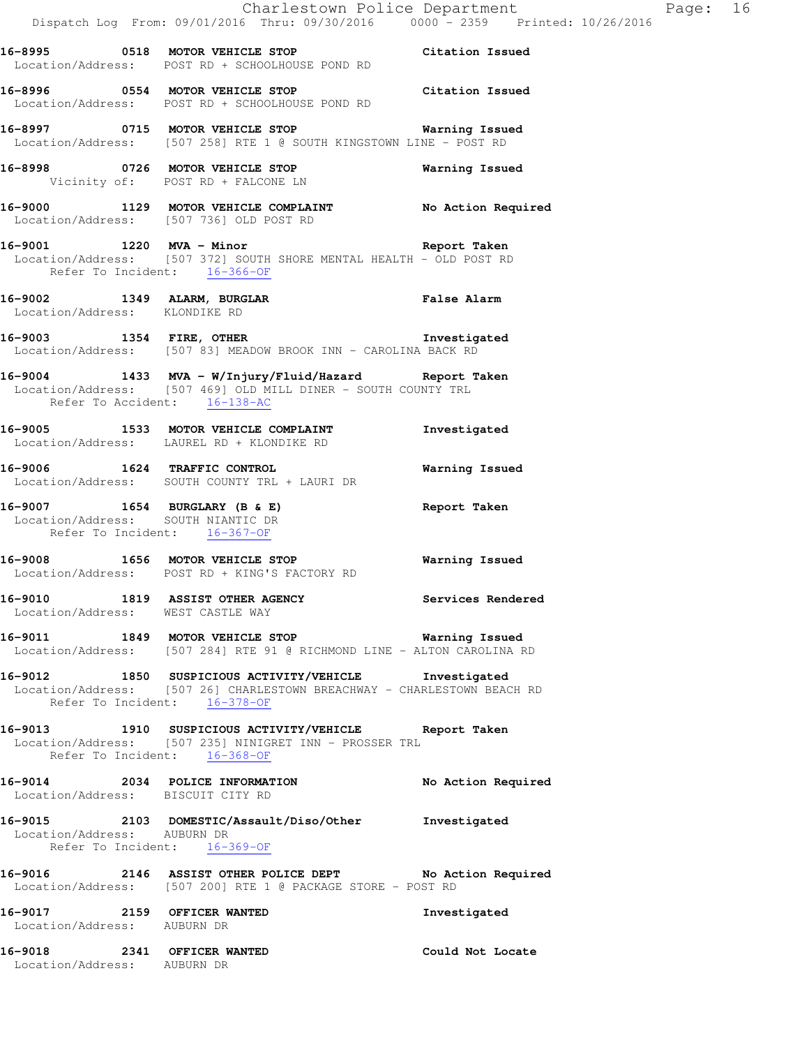**16-8995 0518 MOTOR VEHICLE STOP** — Citation Issued
Location/Address: POST RD + SCHOOLHOUSE POND RD

**16-8996 0554 MOTOR VEHICLE STOP** — Citation Issued
Location/Address: POST RD + SCHOOLHOUSE POND RD

**16-8997 0715 MOTOR VEHICLE STOP** — Warning Issued
Location/Address: [507 258] RTE 1 @ SOUTH KINGSTOWN LINE - POST RD

**16-8998 0726 MOTOR VEHICLE STOP** — Warning Issued
Vicinity of: POST RD + FALCONE LN

**16-9000 1129 MOTOR VEHICLE COMPLAINT** — No Action Required
Location/Address: [507 736] OLD POST RD

**16-9001 1220 MVA - Minor** — Report Taken
Location/Address: [507 372] SOUTH SHORE MENTAL HEALTH - OLD POST RD
Refer To Incident: 16-366-OF

**16-9002 1349 ALARM, BURGLAR** — False Alarm
Location/Address: KLONDIKE RD

**16-9003 1354 FIRE, OTHER** — Investigated
Location/Address: [507 83] MEADOW BROOK INN - CAROLINA BACK RD

**16-9004 1433 MVA - W/Injury/Fluid/Hazard** — Report Taken
Location/Address: [507 469] OLD MILL DINER - SOUTH COUNTY TRL
Refer To Accident: 16-138-AC

**16-9005 1533 MOTOR VEHICLE COMPLAINT** — Investigated
Location/Address: LAUREL RD + KLONDIKE RD

**16-9006 1624 TRAFFIC CONTROL** — Warning Issued
Location/Address: SOUTH COUNTY TRL + LAURI DR

**16-9007 1654 BURGLARY (B & E)** — Report Taken
Location/Address: SOUTH NIANTIC DR
Refer To Incident: 16-367-OF

**16-9008 1656 MOTOR VEHICLE STOP** — Warning Issued
Location/Address: POST RD + KING'S FACTORY RD

**16-9010 1819 ASSIST OTHER AGENCY** — Services Rendered
Location/Address: WEST CASTLE WAY

**16-9011 1849 MOTOR VEHICLE STOP** — Warning Issued
Location/Address: [507 284] RTE 91 @ RICHMOND LINE - ALTON CAROLINA RD

**16-9012 1850 SUSPICIOUS ACTIVITY/VEHICLE** — Investigated
Location/Address: [507 26] CHARLESTOWN BREACHWAY - CHARLESTOWN BEACH RD
Refer To Incident: 16-378-OF

**16-9013 1910 SUSPICIOUS ACTIVITY/VEHICLE** — Report Taken
Location/Address: [507 235] NINIGRET INN - PROSSER TRL
Refer To Incident: 16-368-OF

**16-9014 2034 POLICE INFORMATION** — No Action Required
Location/Address: BISCUIT CITY RD

**16-9015 2103 DOMESTIC/Assault/Diso/Other** — Investigated
Location/Address: AUBURN DR
Refer To Incident: 16-369-OF

**16-9016 2146 ASSIST OTHER POLICE DEPT** — No Action Required
Location/Address: [507 200] RTE 1 @ PACKAGE STORE - POST RD

**16-9017 2159 OFFICER WANTED** — Investigated
Location/Address: AUBURN DR

**16-9018 2341 OFFICER WANTED** — Could Not Locate
Location/Address: AUBURN DR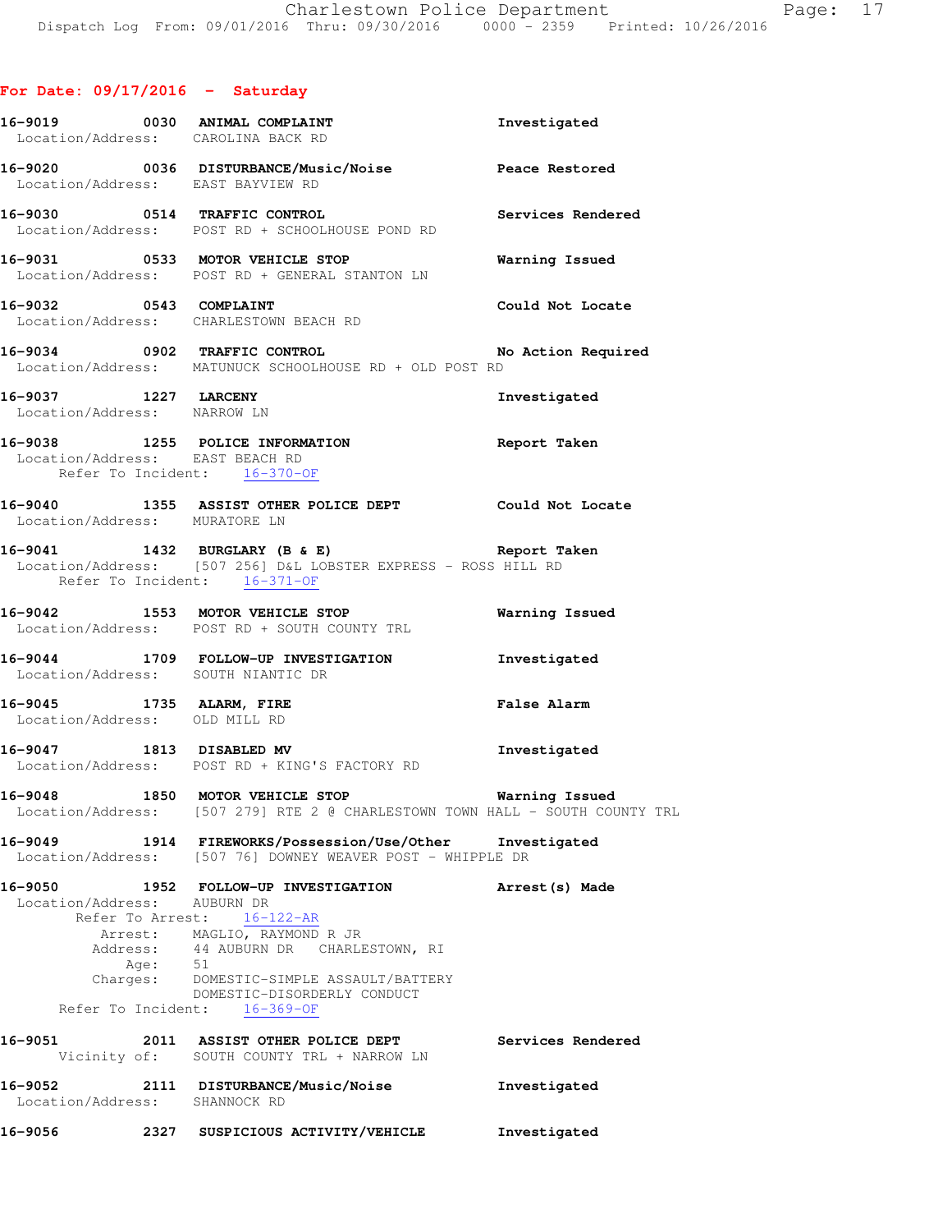## For Date: 09/17/2016 - Saturday

**16-9019** 0030 **ANIMAL COMPLAINT** Investigated
Location/Address: CAROLINA BACK RD

**16-9020** 0036 **DISTURBANCE/Music/Noise** Peace Restored
Location/Address: EAST BAYVIEW RD

**16-9030** 0514 **TRAFFIC CONTROL** Services Rendered
Location/Address: POST RD + SCHOOLHOUSE POND RD

**16-9031** 0533 **MOTOR VEHICLE STOP** Warning Issued
Location/Address: POST RD + GENERAL STANTON LN

**16-9032** 0543 **COMPLAINT** Could Not Locate
Location/Address: CHARLESTOWN BEACH RD

**16-9034** 0902 **TRAFFIC CONTROL** No Action Required
Location/Address: MATUNUCK SCHOOLHOUSE RD + OLD POST RD

**16-9037** 1227 **LARCENY** Investigated
Location/Address: NARROW LN

**16-9038** 1255 **POLICE INFORMATION** Report Taken
Location/Address: EAST BEACH RD
Refer To Incident: 16-370-OF

**16-9040** 1355 **ASSIST OTHER POLICE DEPT** Could Not Locate
Location/Address: MURATORE LN

**16-9041** 1432 **BURGLARY (B & E)** Report Taken
Location/Address: [507 256] D&L LOBSTER EXPRESS - ROSS HILL RD
Refer To Incident: 16-371-OF

**16-9042** 1553 **MOTOR VEHICLE STOP** Warning Issued
Location/Address: POST RD + SOUTH COUNTY TRL

**16-9044** 1709 **FOLLOW-UP INVESTIGATION** Investigated
Location/Address: SOUTH NIANTIC DR

**16-9045** 1735 **ALARM, FIRE** False Alarm
Location/Address: OLD MILL RD

**16-9047** 1813 **DISABLED MV** Investigated
Location/Address: POST RD + KING'S FACTORY RD

**16-9048** 1850 **MOTOR VEHICLE STOP** Warning Issued
Location/Address: [507 279] RTE 2 @ CHARLESTOWN TOWN HALL - SOUTH COUNTY TRL

**16-9049** 1914 **FIREWORKS/Possession/Use/Other** Investigated
Location/Address: [507 76] DOWNEY WEAVER POST - WHIPPLE DR

**16-9050** 1952 **FOLLOW-UP INVESTIGATION** Arrest(s) Made
Location/Address: AUBURN DR
Refer To Arrest: 16-122-AR
Arrest: MAGLIO, RAYMOND R JR
Address: 44 AUBURN DR CHARLESTOWN, RI
Age: 51
Charges: DOMESTIC-SIMPLE ASSAULT/BATTERY
DOMESTIC-DISORDERLY CONDUCT
Refer To Incident: 16-369-OF

**16-9051** 2011 **ASSIST OTHER POLICE DEPT** Services Rendered
Vicinity of: SOUTH COUNTY TRL + NARROW LN

**16-9052** 2111 **DISTURBANCE/Music/Noise** Investigated
Location/Address: SHANNOCK RD

**16-9056** 2327 **SUSPICIOUS ACTIVITY/VEHICLE** Investigated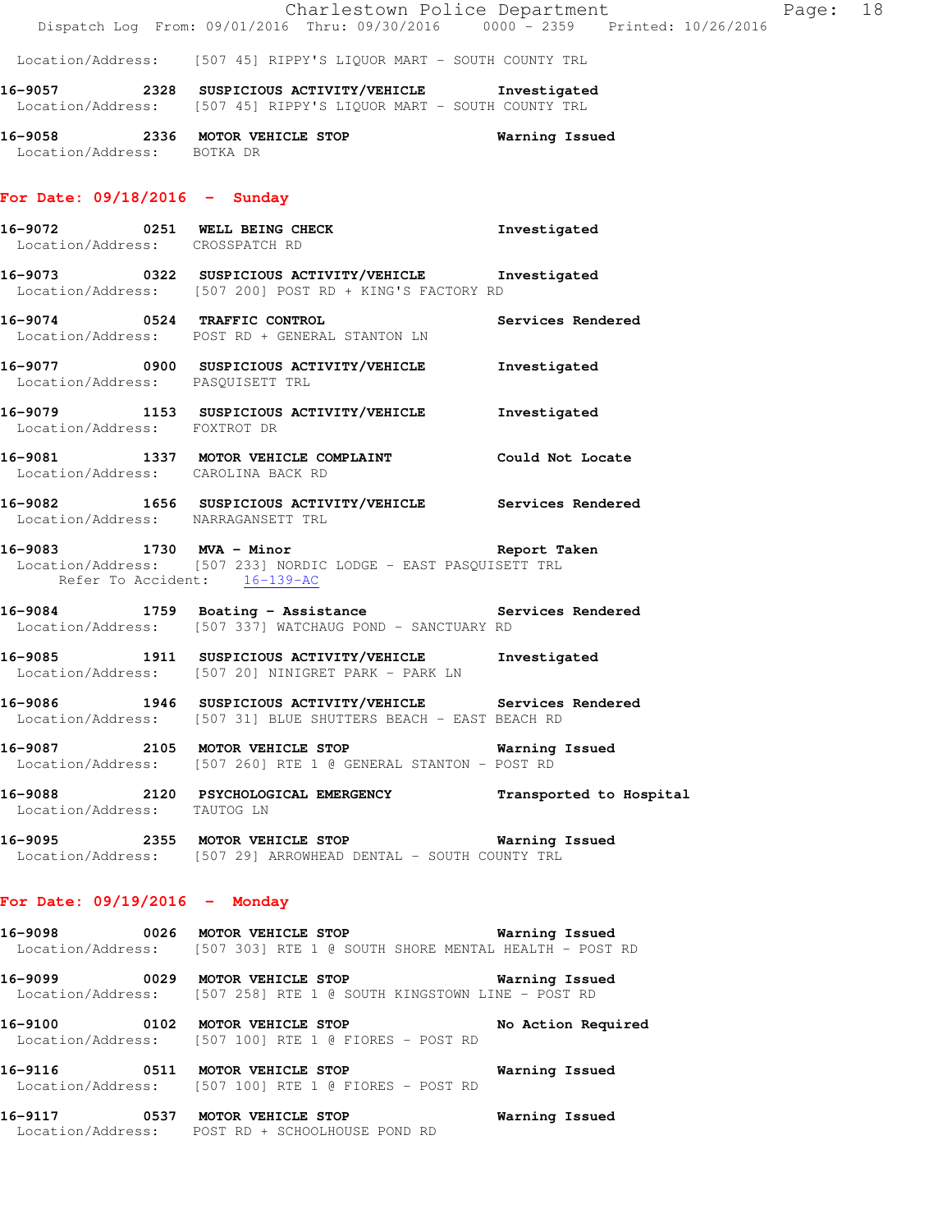Location/Address: [507 45] RIPPY'S LIQUOR MART - SOUTH COUNTY TRL

**16-9057 2328 SUSPICIOUS ACTIVITY/VEHICLE Investigated**
Location/Address: [507 45] RIPPY'S LIQUOR MART - SOUTH COUNTY TRL

**16-9058 2336 MOTOR VEHICLE STOP Warning Issued**
Location/Address: BOTKA DR

## For Date: 09/18/2016 - Sunday

**16-9072 0251 WELL BEING CHECK Investigated**
Location/Address: CROSSPATCH RD

**16-9073 0322 SUSPICIOUS ACTIVITY/VEHICLE Investigated**
Location/Address: [507 200] POST RD + KING'S FACTORY RD

**16-9074 0524 TRAFFIC CONTROL Services Rendered**
Location/Address: POST RD + GENERAL STANTON LN

**16-9077 0900 SUSPICIOUS ACTIVITY/VEHICLE Investigated**
Location/Address: PASQUISETT TRL

**16-9079 1153 SUSPICIOUS ACTIVITY/VEHICLE Investigated**
Location/Address: FOXTROT DR

**16-9081 1337 MOTOR VEHICLE COMPLAINT Could Not Locate**
Location/Address: CAROLINA BACK RD

**16-9082 1656 SUSPICIOUS ACTIVITY/VEHICLE Services Rendered**
Location/Address: NARRAGANSETT TRL

**16-9083 1730 MVA - Minor Report Taken**
Location/Address: [507 233] NORDIC LODGE - EAST PASQUISETT TRL
Refer To Accident: 16-139-AC

**16-9084 1759 Boating - Assistance Services Rendered**
Location/Address: [507 337] WATCHAUG POND - SANCTUARY RD

**16-9085 1911 SUSPICIOUS ACTIVITY/VEHICLE Investigated**
Location/Address: [507 20] NINIGRET PARK - PARK LN

**16-9086 1946 SUSPICIOUS ACTIVITY/VEHICLE Services Rendered**
Location/Address: [507 31] BLUE SHUTTERS BEACH - EAST BEACH RD

**16-9087 2105 MOTOR VEHICLE STOP Warning Issued**
Location/Address: [507 260] RTE 1 @ GENERAL STANTON - POST RD

**16-9088 2120 PSYCHOLOGICAL EMERGENCY Transported to Hospital**
Location/Address: TAUTOG LN

**16-9095 2355 MOTOR VEHICLE STOP Warning Issued**
Location/Address: [507 29] ARROWHEAD DENTAL - SOUTH COUNTY TRL

## For Date: 09/19/2016 - Monday

**16-9098 0026 MOTOR VEHICLE STOP Warning Issued**
Location/Address: [507 303] RTE 1 @ SOUTH SHORE MENTAL HEALTH - POST RD

**16-9099 0029 MOTOR VEHICLE STOP Warning Issued**
Location/Address: [507 258] RTE 1 @ SOUTH KINGSTOWN LINE - POST RD

**16-9100 0102 MOTOR VEHICLE STOP No Action Required**
Location/Address: [507 100] RTE 1 @ FIORES - POST RD

**16-9116 0511 MOTOR VEHICLE STOP Warning Issued**
Location/Address: [507 100] RTE 1 @ FIORES - POST RD

**16-9117 0537 MOTOR VEHICLE STOP Warning Issued**
Location/Address: POST RD + SCHOOLHOUSE POND RD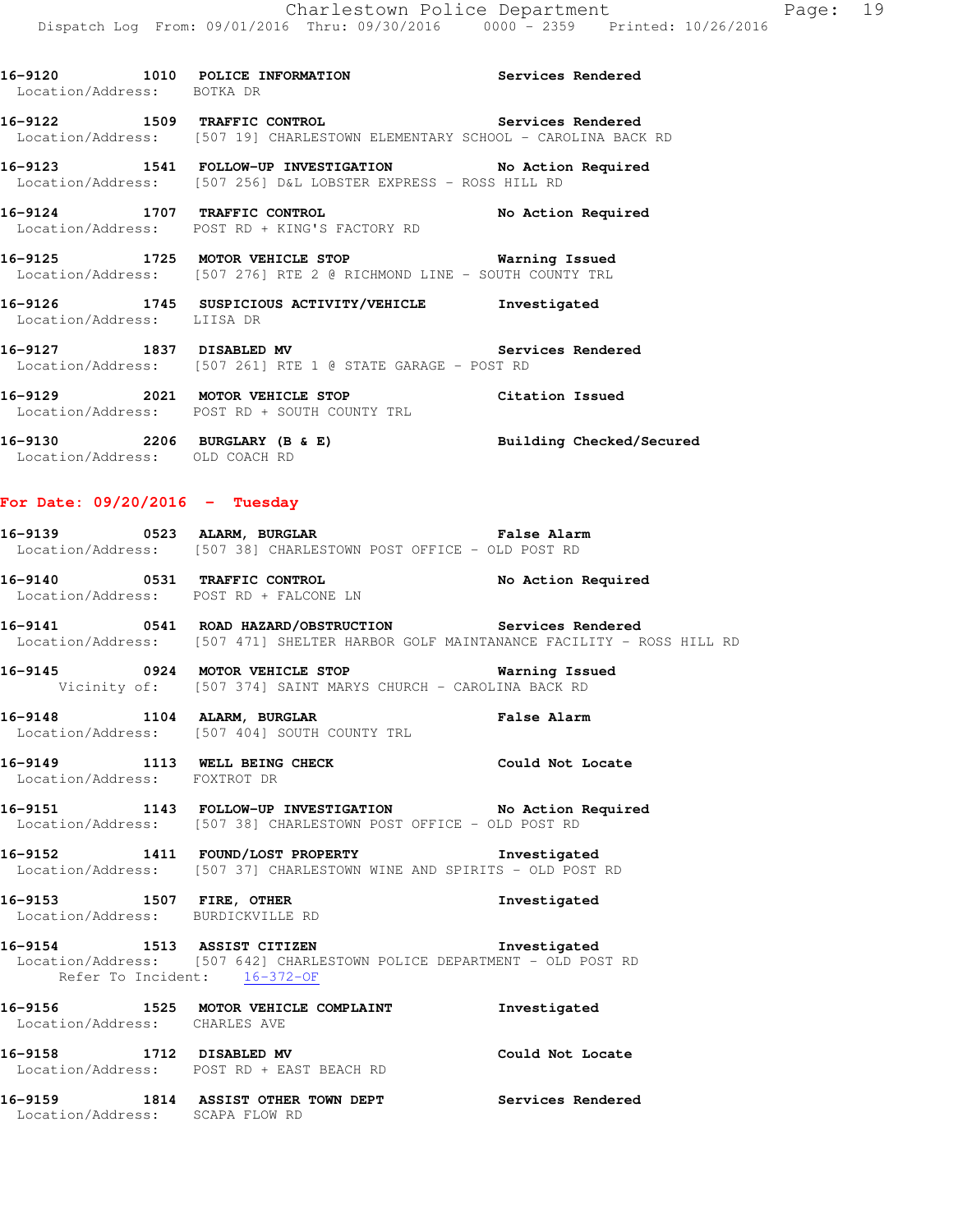**16-9120 1010 POLICE INFORMATION Services Rendered**
Location/Address: BOTKA DR

**16-9122 1509 TRAFFIC CONTROL Services Rendered**
Location/Address: [507 19] CHARLESTOWN ELEMENTARY SCHOOL - CAROLINA BACK RD

**16-9123 1541 FOLLOW-UP INVESTIGATION No Action Required**
Location/Address: [507 256] D&L LOBSTER EXPRESS - ROSS HILL RD

**16-9124 1707 TRAFFIC CONTROL No Action Required**
Location/Address: POST RD + KING'S FACTORY RD

**16-9125 1725 MOTOR VEHICLE STOP Warning Issued**
Location/Address: [507 276] RTE 2 @ RICHMOND LINE - SOUTH COUNTY TRL

**16-9126 1745 SUSPICIOUS ACTIVITY/VEHICLE Investigated**
Location/Address: LIISA DR

**16-9127 1837 DISABLED MV Services Rendered**
Location/Address: [507 261] RTE 1 @ STATE GARAGE - POST RD

**16-9129 2021 MOTOR VEHICLE STOP Citation Issued**
Location/Address: POST RD + SOUTH COUNTY TRL

**16-9130 2206 BURGLARY (B & E) Building Checked/Secured**
Location/Address: OLD COACH RD

## For Date: 09/20/2016 - Tuesday

**16-9139 0523 ALARM, BURGLAR False Alarm**
Location/Address: [507 38] CHARLESTOWN POST OFFICE - OLD POST RD

**16-9140 0531 TRAFFIC CONTROL No Action Required**
Location/Address: POST RD + FALCONE LN

**16-9141 0541 ROAD HAZARD/OBSTRUCTION Services Rendered**
Location/Address: [507 471] SHELTER HARBOR GOLF MAINTANANCE FACILITY - ROSS HILL RD

**16-9145 0924 MOTOR VEHICLE STOP Warning Issued**
Vicinity of: [507 374] SAINT MARYS CHURCH - CAROLINA BACK RD

**16-9148 1104 ALARM, BURGLAR False Alarm**
Location/Address: [507 404] SOUTH COUNTY TRL

**16-9149 1113 WELL BEING CHECK Could Not Locate**
Location/Address: FOXTROT DR

**16-9151 1143 FOLLOW-UP INVESTIGATION No Action Required**
Location/Address: [507 38] CHARLESTOWN POST OFFICE - OLD POST RD

**16-9152 1411 FOUND/LOST PROPERTY Investigated**
Location/Address: [507 37] CHARLESTOWN WINE AND SPIRITS - OLD POST RD

**16-9153 1507 FIRE, OTHER Investigated**
Location/Address: BURDICKVILLE RD

**16-9154 1513 ASSIST CITIZEN Investigated**
Location/Address: [507 642] CHARLESTOWN POLICE DEPARTMENT - OLD POST RD
Refer To Incident: 16-372-OF

**16-9156 1525 MOTOR VEHICLE COMPLAINT Investigated**
Location/Address: CHARLES AVE

**16-9158 1712 DISABLED MV Could Not Locate**
Location/Address: POST RD + EAST BEACH RD

**16-9159 1814 ASSIST OTHER TOWN DEPT Services Rendered**
Location/Address: SCAPA FLOW RD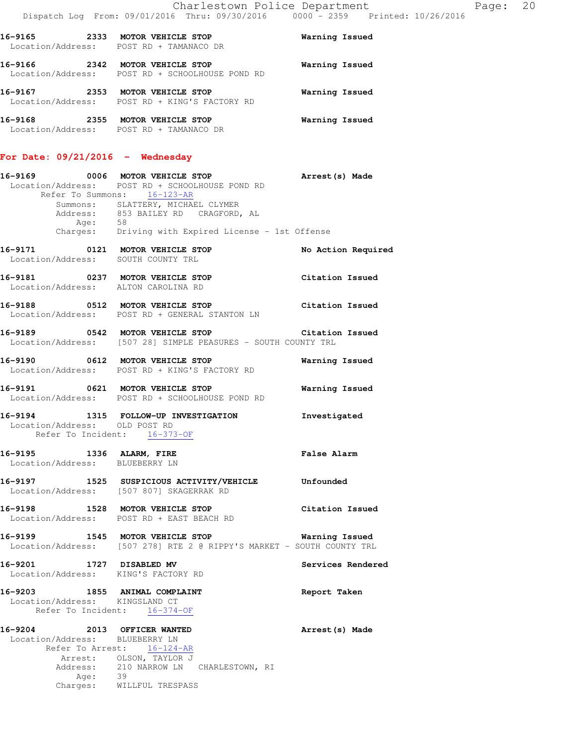16-9165 2333 MOTOR VEHICLE STOP Warning Issued
Location/Address: POST RD + TAMANACO DR

16-9166 2342 MOTOR VEHICLE STOP Warning Issued
Location/Address: POST RD + SCHOOLHOUSE POND RD

16-9167 2353 MOTOR VEHICLE STOP Warning Issued
Location/Address: POST RD + KING'S FACTORY RD

16-9168 2355 MOTOR VEHICLE STOP Warning Issued
Location/Address: POST RD + TAMANACO DR

## For Date: 09/21/2016 - Wednesday

16-9169 0006 MOTOR VEHICLE STOP Arrest(s) Made
Location/Address: POST RD + SCHOOLHOUSE POND RD
Refer To Summons: 16-123-AR
Summons: SLATTERY, MICHAEL CLYMER
Address: 853 BAILEY RD CRAGFORD, AL
Age: 58
Charges: Driving with Expired License - 1st Offense

16-9171 0121 MOTOR VEHICLE STOP No Action Required
Location/Address: SOUTH COUNTY TRL

16-9181 0237 MOTOR VEHICLE STOP Citation Issued
Location/Address: ALTON CAROLINA RD

16-9188 0512 MOTOR VEHICLE STOP Citation Issued
Location/Address: POST RD + GENERAL STANTON LN

16-9189 0542 MOTOR VEHICLE STOP Citation Issued
Location/Address: [507 28] SIMPLE PEASURES - SOUTH COUNTY TRL

16-9190 0612 MOTOR VEHICLE STOP Warning Issued
Location/Address: POST RD + KING'S FACTORY RD

16-9191 0621 MOTOR VEHICLE STOP Warning Issued
Location/Address: POST RD + SCHOOLHOUSE POND RD

16-9194 1315 FOLLOW-UP INVESTIGATION Investigated
Location/Address: OLD POST RD
Refer To Incident: 16-373-OF

16-9195 1336 ALARM, FIRE False Alarm
Location/Address: BLUEBERRY LN

16-9197 1525 SUSPICIOUS ACTIVITY/VEHICLE Unfounded
Location/Address: [507 807] SKAGERRAK RD

16-9198 1528 MOTOR VEHICLE STOP Citation Issued
Location/Address: POST RD + EAST BEACH RD

16-9199 1545 MOTOR VEHICLE STOP Warning Issued
Location/Address: [507 278] RTE 2 @ RIPPY'S MARKET - SOUTH COUNTY TRL

16-9201 1727 DISABLED MV Services Rendered
Location/Address: KING'S FACTORY RD

16-9203 1855 ANIMAL COMPLAINT Report Taken
Location/Address: KINGSLAND CT
Refer To Incident: 16-374-OF

16-9204 2013 OFFICER WANTED Arrest(s) Made
Location/Address: BLUEBERRY LN
Refer To Arrest: 16-124-AR
Arrest: OLSON, TAYLOR J
Address: 210 NARROW LN CHARLESTOWN, RI
Age: 39
Charges: WILLFUL TRESPASS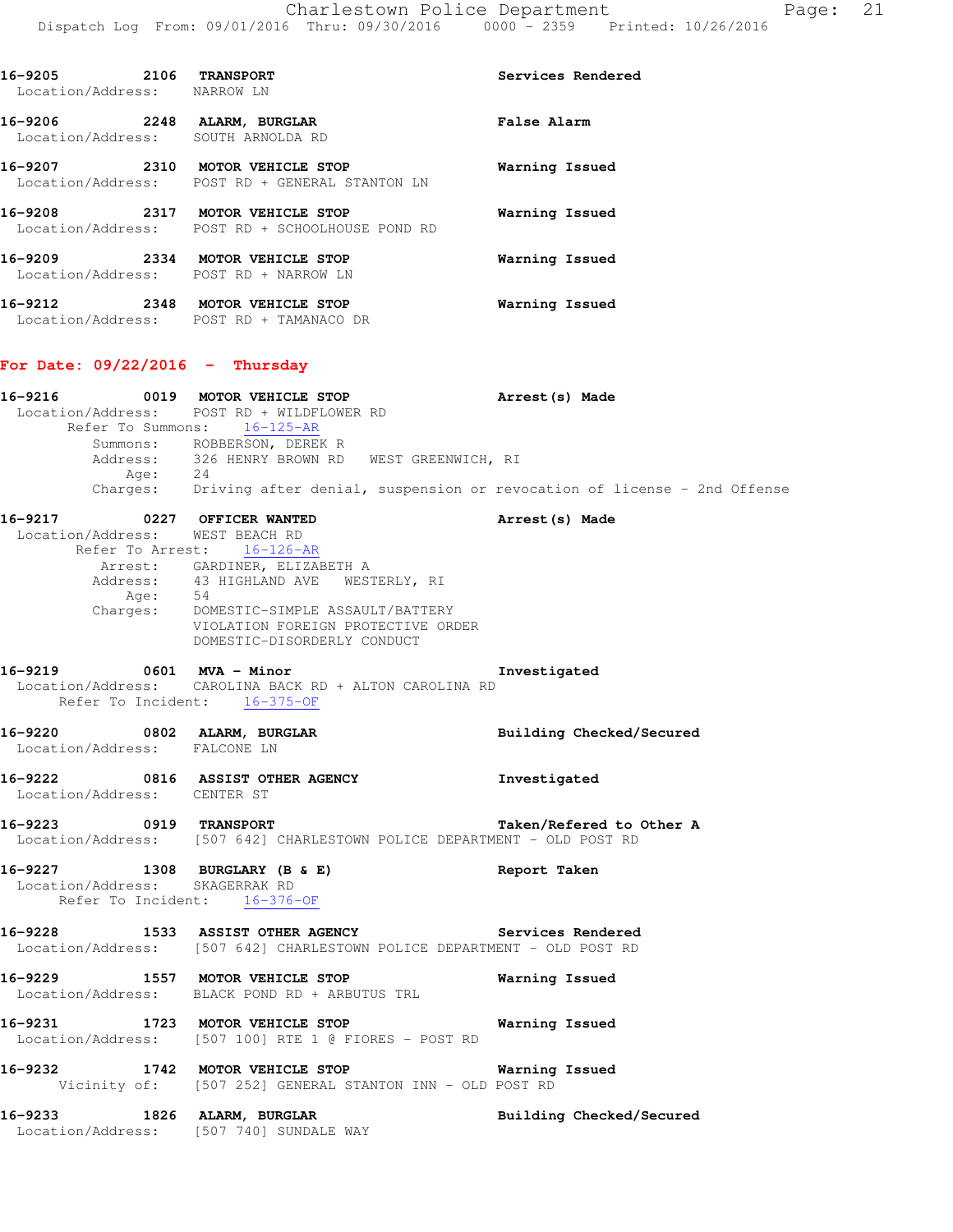**16-9205** 2106 **TRANSPORT** **Services Rendered**
Location/Address: NARROW LN

**16-9206** 2248 **ALARM, BURGLAR** **False Alarm**
Location/Address: SOUTH ARNOLDA RD

**16-9207** 2310 **MOTOR VEHICLE STOP** **Warning Issued**
Location/Address: POST RD + GENERAL STANTON LN

**16-9208** 2317 **MOTOR VEHICLE STOP** **Warning Issued**
Location/Address: POST RD + SCHOOLHOUSE POND RD

**16-9209** 2334 **MOTOR VEHICLE STOP** **Warning Issued**
Location/Address: POST RD + NARROW LN

**16-9212** 2348 **MOTOR VEHICLE STOP** **Warning Issued**
Location/Address: POST RD + TAMANACO DR

## For Date: 09/22/2016 - Thursday

**16-9216** 0019 **MOTOR VEHICLE STOP** **Arrest(s) Made**
Location/Address: POST RD + WILDFLOWER RD
Refer To Summons: 16-125-AR
Summons: ROBBERSON, DEREK R
Address: 326 HENRY BROWN RD WEST GREENWICH, RI
Age: 24
Charges: Driving after denial, suspension or revocation of license - 2nd Offense

**16-9217** 0227 **OFFICER WANTED** **Arrest(s) Made**
Location/Address: WEST BEACH RD
Refer To Arrest: 16-126-AR
Arrest: GARDINER, ELIZABETH A
Address: 43 HIGHLAND AVE WESTERLY, RI
Age: 54
Charges: DOMESTIC-SIMPLE ASSAULT/BATTERY
VIOLATION FOREIGN PROTECTIVE ORDER
DOMESTIC-DISORDERLY CONDUCT

**16-9219** 0601 **MVA - Minor** **Investigated**
Location/Address: CAROLINA BACK RD + ALTON CAROLINA RD
Refer To Incident: 16-375-OF

**16-9220** 0802 **ALARM, BURGLAR** **Building Checked/Secured**
Location/Address: FALCONE LN

**16-9222** 0816 **ASSIST OTHER AGENCY** **Investigated**
Location/Address: CENTER ST

**16-9223** 0919 **TRANSPORT** **Taken/Refered to Other A**
Location/Address: [507 642] CHARLESTOWN POLICE DEPARTMENT - OLD POST RD

**16-9227** 1308 **BURGLARY (B & E)** **Report Taken**
Location/Address: SKAGERRAK RD
Refer To Incident: 16-376-OF

**16-9228** 1533 **ASSIST OTHER AGENCY** **Services Rendered**
Location/Address: [507 642] CHARLESTOWN POLICE DEPARTMENT - OLD POST RD

**16-9229** 1557 **MOTOR VEHICLE STOP** **Warning Issued**
Location/Address: BLACK POND RD + ARBUTUS TRL

**16-9231** 1723 **MOTOR VEHICLE STOP** **Warning Issued**
Location/Address: [507 100] RTE 1 @ FIORES - POST RD

**16-9232** 1742 **MOTOR VEHICLE STOP** **Warning Issued**
Vicinity of: [507 252] GENERAL STANTON INN - OLD POST RD

**16-9233** 1826 **ALARM, BURGLAR** **Building Checked/Secured**
Location/Address: [507 740] SUNDALE WAY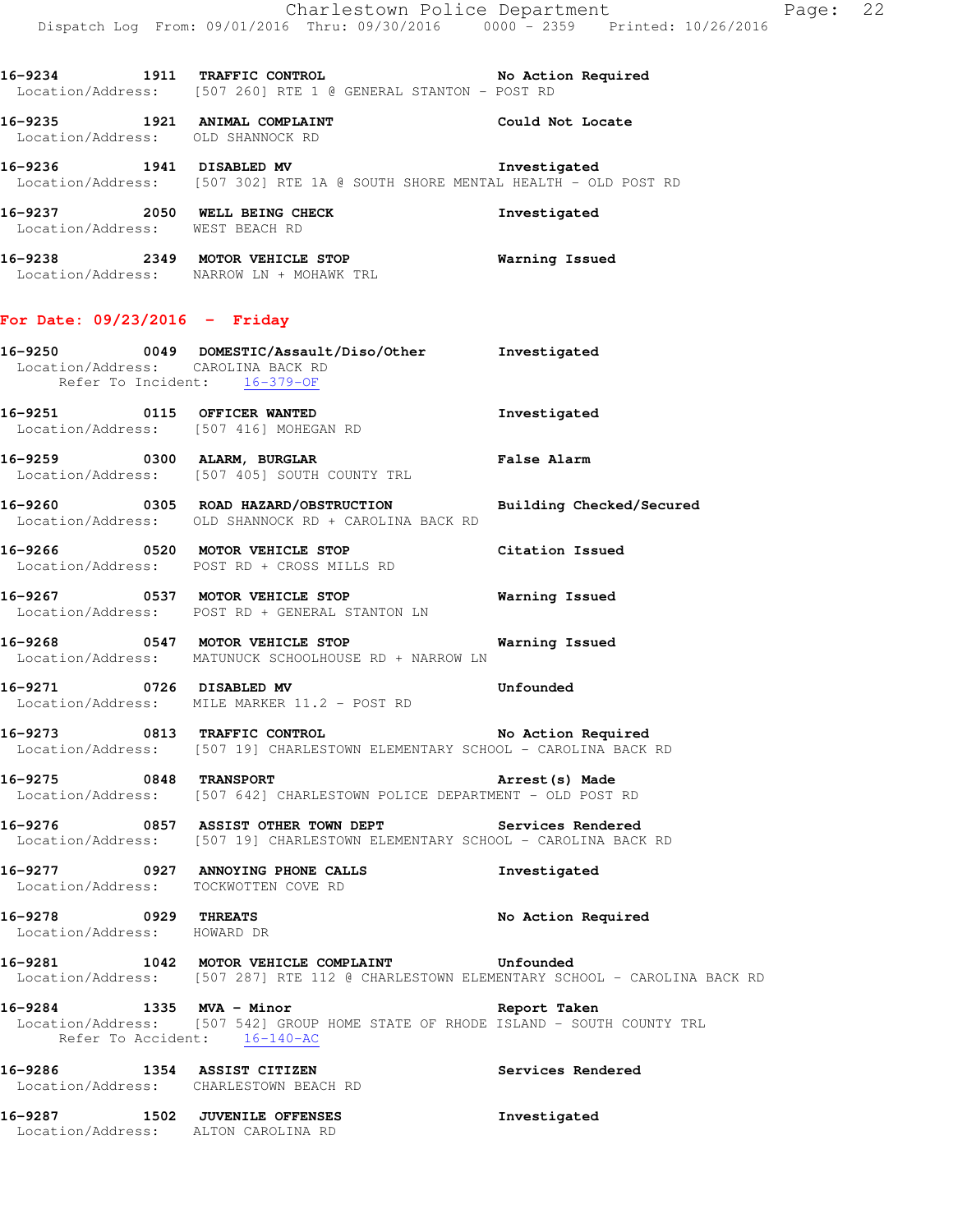16-9234 1911 **TRAFFIC CONTROL** **No Action Required**
Location/Address: [507 260] RTE 1 @ GENERAL STANTON - POST RD

16-9235 1921 **ANIMAL COMPLAINT** **Could Not Locate**
Location/Address: OLD SHANNOCK RD

16-9236 1941 **DISABLED MV** **Investigated**
Location/Address: [507 302] RTE 1A @ SOUTH SHORE MENTAL HEALTH - OLD POST RD

16-9237 2050 **WELL BEING CHECK** **Investigated**
Location/Address: WEST BEACH RD

16-9238 2349 **MOTOR VEHICLE STOP** **Warning Issued**
Location/Address: NARROW LN + MOHAWK TRL

## For Date: 09/23/2016 - Friday

16-9250 0049 **DOMESTIC/Assault/Diso/Other** **Investigated**
Location/Address: CAROLINA BACK RD
Refer To Incident: 16-379-OF

16-9251 0115 **OFFICER WANTED** **Investigated**
Location/Address: [507 416] MOHEGAN RD

16-9259 0300 **ALARM, BURGLAR** **False Alarm**
Location/Address: [507 405] SOUTH COUNTY TRL

16-9260 0305 **ROAD HAZARD/OBSTRUCTION** **Building Checked/Secured**
Location/Address: OLD SHANNOCK RD + CAROLINA BACK RD

16-9266 0520 **MOTOR VEHICLE STOP** **Citation Issued**
Location/Address: POST RD + CROSS MILLS RD

16-9267 0537 **MOTOR VEHICLE STOP** **Warning Issued**
Location/Address: POST RD + GENERAL STANTON LN

16-9268 0547 **MOTOR VEHICLE STOP** **Warning Issued**
Location/Address: MATUNUCK SCHOOLHOUSE RD + NARROW LN

16-9271 0726 **DISABLED MV** **Unfounded**
Location/Address: MILE MARKER 11.2 - POST RD

16-9273 0813 **TRAFFIC CONTROL** **No Action Required**
Location/Address: [507 19] CHARLESTOWN ELEMENTARY SCHOOL - CAROLINA BACK RD

16-9275 0848 **TRANSPORT** **Arrest(s) Made**
Location/Address: [507 642] CHARLESTOWN POLICE DEPARTMENT - OLD POST RD

16-9276 0857 **ASSIST OTHER TOWN DEPT** **Services Rendered**
Location/Address: [507 19] CHARLESTOWN ELEMENTARY SCHOOL - CAROLINA BACK RD

16-9277 0927 **ANNOYING PHONE CALLS** **Investigated**
Location/Address: TOCKWOTTEN COVE RD

16-9278 0929 **THREATS** **No Action Required**
Location/Address: HOWARD DR

16-9281 1042 **MOTOR VEHICLE COMPLAINT** **Unfounded**
Location/Address: [507 287] RTE 112 @ CHARLESTOWN ELEMENTARY SCHOOL - CAROLINA BACK RD

16-9284 1335 **MVA - Minor** **Report Taken**
Location/Address: [507 542] GROUP HOME STATE OF RHODE ISLAND - SOUTH COUNTY TRL
Refer To Accident: 16-140-AC

16-9286 1354 **ASSIST CITIZEN** **Services Rendered**
Location/Address: CHARLESTOWN BEACH RD

16-9287 1502 **JUVENILE OFFENSES** **Investigated**
Location/Address: ALTON CAROLINA RD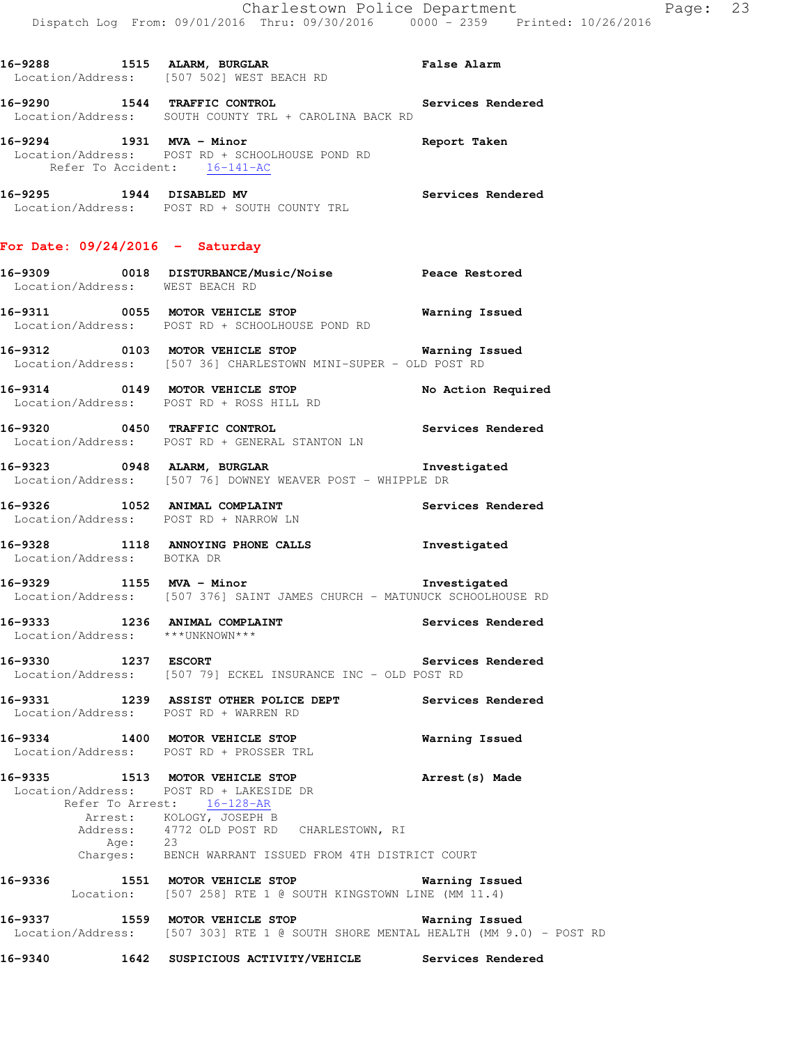16-9288 1515 ALARM, BURGLAR False Alarm
Location/Address: [507 502] WEST BEACH RD

16-9290 1544 TRAFFIC CONTROL Services Rendered
Location/Address: SOUTH COUNTY TRL + CAROLINA BACK RD

16-9294 1931 MVA - Minor Report Taken
Location/Address: POST RD + SCHOOLHOUSE POND RD
Refer To Accident: 16-141-AC

16-9295 1944 DISABLED MV Services Rendered
Location/Address: POST RD + SOUTH COUNTY TRL

## For Date: 09/24/2016 - Saturday

16-9309 0018 DISTURBANCE/Music/Noise Peace Restored
Location/Address: WEST BEACH RD

16-9311 0055 MOTOR VEHICLE STOP Warning Issued
Location/Address: POST RD + SCHOOLHOUSE POND RD

16-9312 0103 MOTOR VEHICLE STOP Warning Issued
Location/Address: [507 36] CHARLESTOWN MINI-SUPER - OLD POST RD

16-9314 0149 MOTOR VEHICLE STOP No Action Required
Location/Address: POST RD + ROSS HILL RD

16-9320 0450 TRAFFIC CONTROL Services Rendered
Location/Address: POST RD + GENERAL STANTON LN

16-9323 0948 ALARM, BURGLAR Investigated
Location/Address: [507 76] DOWNEY WEAVER POST - WHIPPLE DR

16-9326 1052 ANIMAL COMPLAINT Services Rendered
Location/Address: POST RD + NARROW LN

16-9328 1118 ANNOYING PHONE CALLS Investigated
Location/Address: BOTKA DR

16-9329 1155 MVA - Minor Investigated
Location/Address: [507 376] SAINT JAMES CHURCH - MATUNUCK SCHOOLHOUSE RD

16-9333 1236 ANIMAL COMPLAINT Services Rendered
Location/Address: ***UNKNOWN***

16-9330 1237 ESCORT Services Rendered
Location/Address: [507 79] ECKEL INSURANCE INC - OLD POST RD

16-9331 1239 ASSIST OTHER POLICE DEPT Services Rendered
Location/Address: POST RD + WARREN RD

16-9334 1400 MOTOR VEHICLE STOP Warning Issued
Location/Address: POST RD + PROSSER TRL

16-9335 1513 MOTOR VEHICLE STOP Arrest(s) Made
Location/Address: POST RD + LAKESIDE DR
Refer To Arrest: 16-128-AR
Arrest: KOLOGY, JOSEPH B
Address: 4772 OLD POST RD CHARLESTOWN, RI
Age: 23
Charges: BENCH WARRANT ISSUED FROM 4TH DISTRICT COURT

16-9336 1551 MOTOR VEHICLE STOP Warning Issued
Location: [507 258] RTE 1 @ SOUTH KINGSTOWN LINE (MM 11.4)

16-9337 1559 MOTOR VEHICLE STOP Warning Issued
Location/Address: [507 303] RTE 1 @ SOUTH SHORE MENTAL HEALTH (MM 9.0) - POST RD

16-9340 1642 SUSPICIOUS ACTIVITY/VEHICLE Services Rendered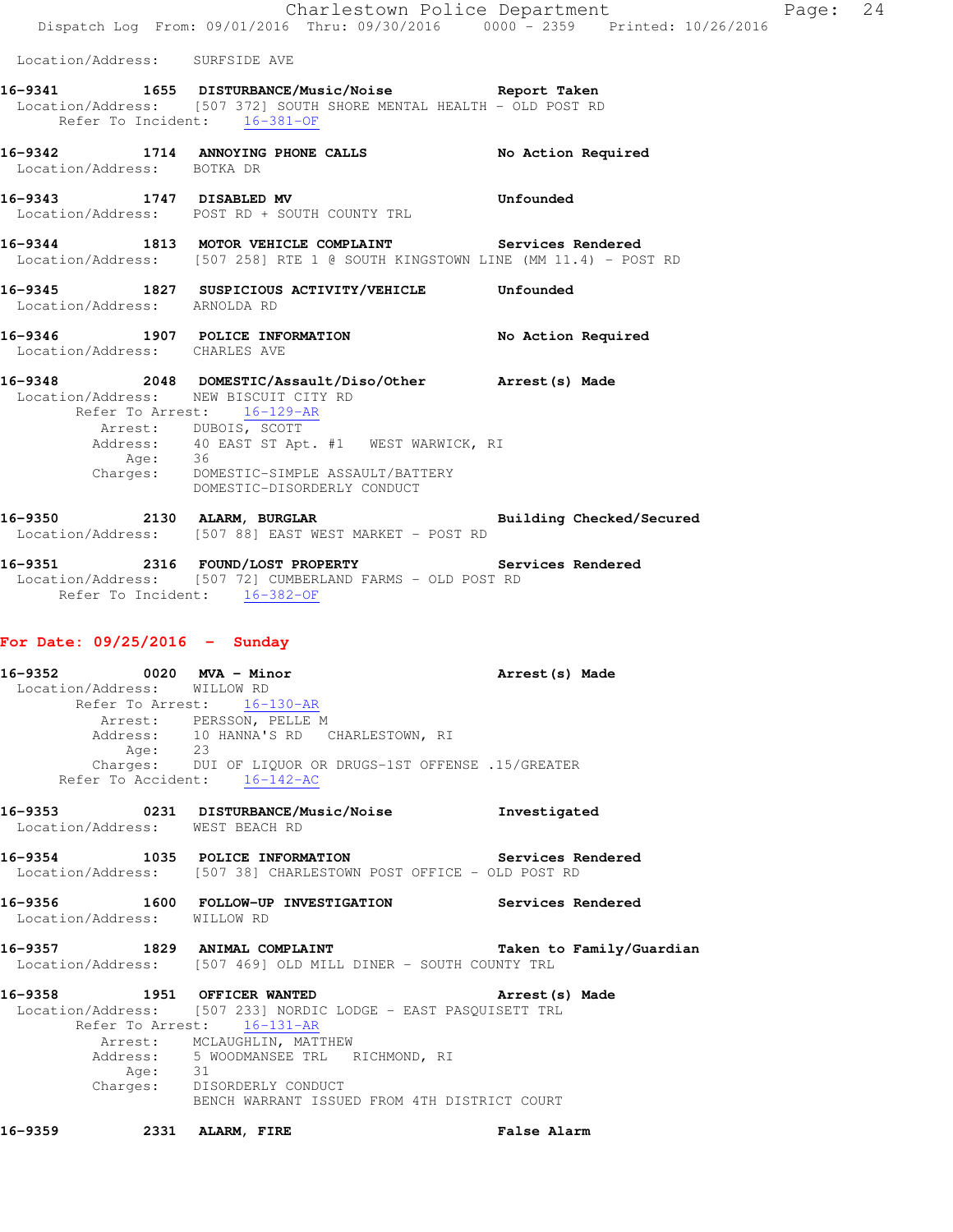Location/Address: SURFSIDE AVE

**16-9341** 1655 **DISTURBANCE/Music/Noise** **Report Taken**
Location/Address: [507 372] SOUTH SHORE MENTAL HEALTH - OLD POST RD
Refer To Incident: 16-381-OF

**16-9342** 1714 **ANNOYING PHONE CALLS** **No Action Required**
Location/Address: BOTKA DR

**16-9343** 1747 **DISABLED MV** **Unfounded**
Location/Address: POST RD + SOUTH COUNTY TRL

**16-9344** 1813 **MOTOR VEHICLE COMPLAINT** **Services Rendered**
Location/Address: [507 258] RTE 1 @ SOUTH KINGSTOWN LINE (MM 11.4) - POST RD

**16-9345** 1827 **SUSPICIOUS ACTIVITY/VEHICLE** **Unfounded**
Location/Address: ARNOLDA RD

**16-9346** 1907 **POLICE INFORMATION** **No Action Required**
Location/Address: CHARLES AVE

**16-9348** 2048 **DOMESTIC/Assault/Diso/Other** **Arrest(s) Made**
Location/Address: NEW BISCUIT CITY RD
Refer To Arrest: 16-129-AR
Arrest: DUBOIS, SCOTT
Address: 40 EAST ST Apt. #1 WEST WARWICK, RI
Age: 36
Charges: DOMESTIC-SIMPLE ASSAULT/BATTERY
DOMESTIC-DISORDERLY CONDUCT

**16-9350** 2130 **ALARM, BURGLAR** **Building Checked/Secured**
Location/Address: [507 88] EAST WEST MARKET - POST RD

**16-9351** 2316 **FOUND/LOST PROPERTY** **Services Rendered**
Location/Address: [507 72] CUMBERLAND FARMS - OLD POST RD
Refer To Incident: 16-382-OF

## For Date: 09/25/2016 - Sunday

**16-9352** 0020 **MVA - Minor** **Arrest(s) Made**
Location/Address: WILLOW RD
Refer To Arrest: 16-130-AR
Arrest: PERSSON, PELLE M
Address: 10 HANNA'S RD CHARLESTOWN, RI
Age: 23
Charges: DUI OF LIQUOR OR DRUGS-1ST OFFENSE .15/GREATER
Refer To Accident: 16-142-AC

**16-9353** 0231 **DISTURBANCE/Music/Noise** **Investigated**
Location/Address: WEST BEACH RD

**16-9354** 1035 **POLICE INFORMATION** **Services Rendered**
Location/Address: [507 38] CHARLESTOWN POST OFFICE - OLD POST RD

**16-9356** 1600 **FOLLOW-UP INVESTIGATION** **Services Rendered**
Location/Address: WILLOW RD

**16-9357** 1829 **ANIMAL COMPLAINT** **Taken to Family/Guardian**
Location/Address: [507 469] OLD MILL DINER - SOUTH COUNTY TRL

**16-9358** 1951 **OFFICER WANTED** **Arrest(s) Made**
Location/Address: [507 233] NORDIC LODGE - EAST PASQUISETT TRL
Refer To Arrest: 16-131-AR
Arrest: MCLAUGHLIN, MATTHEW
Address: 5 WOODMANSEE TRL RICHMOND, RI
Age: 31
Charges: DISORDERLY CONDUCT
BENCH WARRANT ISSUED FROM 4TH DISTRICT COURT

**16-9359** 2331 **ALARM, FIRE** **False Alarm**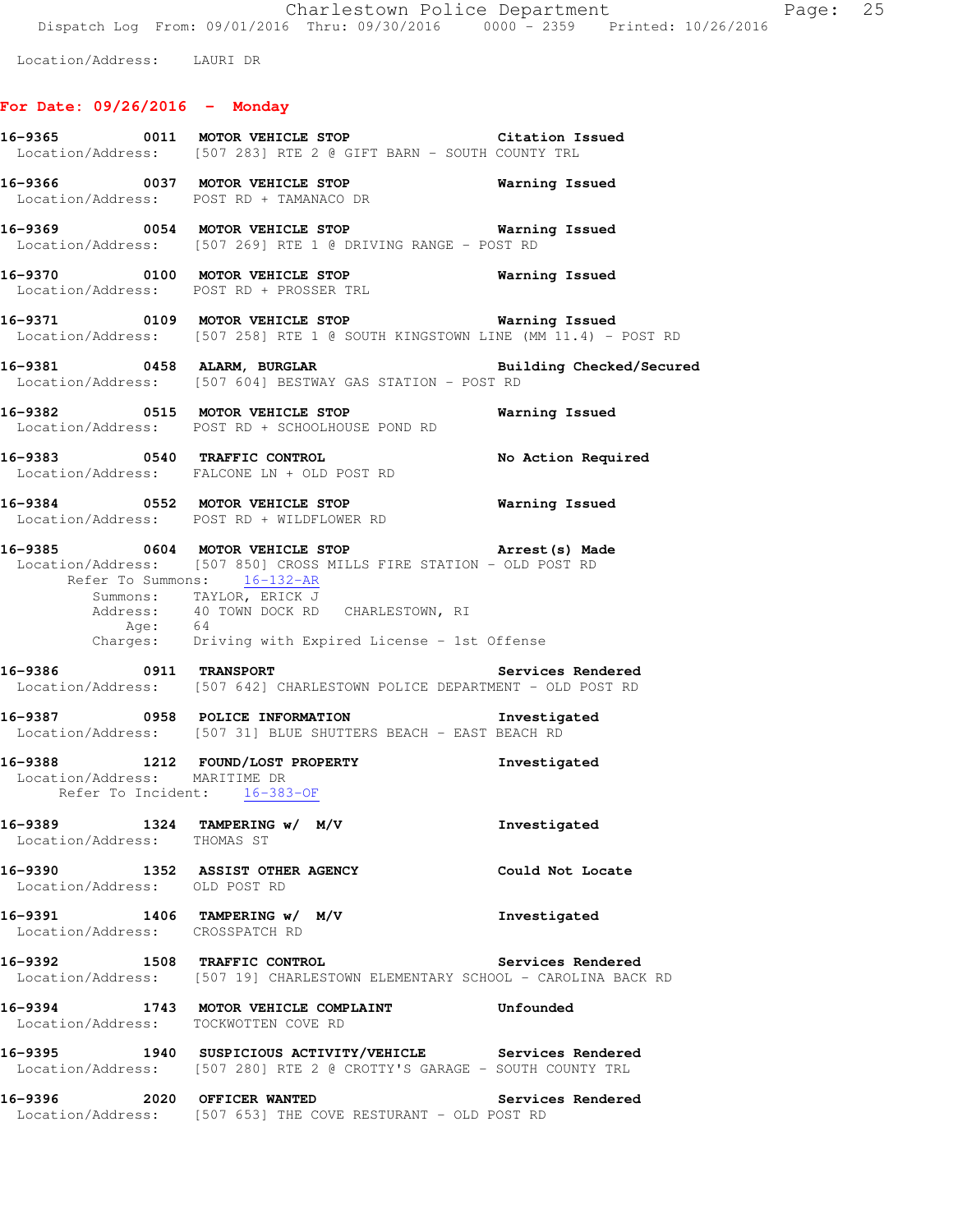Location/Address: LAURI DR

## For Date: 09/26/2016 - Monday

**16-9365 0011 MOTOR VEHICLE STOP** Citation Issued
Location/Address: [507 283] RTE 2 @ GIFT BARN - SOUTH COUNTY TRL

**16-9366 0037 MOTOR VEHICLE STOP** Warning Issued
Location/Address: POST RD + TAMANACO DR

**16-9369 0054 MOTOR VEHICLE STOP** Warning Issued
Location/Address: [507 269] RTE 1 @ DRIVING RANGE - POST RD

**16-9370 0100 MOTOR VEHICLE STOP** Warning Issued
Location/Address: POST RD + PROSSER TRL

**16-9371 0109 MOTOR VEHICLE STOP** Warning Issued
Location/Address: [507 258] RTE 1 @ SOUTH KINGSTOWN LINE (MM 11.4) - POST RD

**16-9381 0458 ALARM, BURGLAR** Building Checked/Secured
Location/Address: [507 604] BESTWAY GAS STATION - POST RD

**16-9382 0515 MOTOR VEHICLE STOP** Warning Issued
Location/Address: POST RD + SCHOOLHOUSE POND RD

**16-9383 0540 TRAFFIC CONTROL** No Action Required
Location/Address: FALCONE LN + OLD POST RD

**16-9384 0552 MOTOR VEHICLE STOP** Warning Issued
Location/Address: POST RD + WILDFLOWER RD

**16-9385 0604 MOTOR VEHICLE STOP** Arrest(s) Made
Location/Address: [507 850] CROSS MILLS FIRE STATION - OLD POST RD
Refer To Summons: 16-132-AR
Summons: TAYLOR, ERICK J
Address: 40 TOWN DOCK RD CHARLESTOWN, RI
Age: 64
Charges: Driving with Expired License - 1st Offense

**16-9386 0911 TRANSPORT** Services Rendered
Location/Address: [507 642] CHARLESTOWN POLICE DEPARTMENT - OLD POST RD

**16-9387 0958 POLICE INFORMATION** Investigated
Location/Address: [507 31] BLUE SHUTTERS BEACH - EAST BEACH RD

**16-9388 1212 FOUND/LOST PROPERTY** Investigated
Location/Address: MARITIME DR
Refer To Incident: 16-383-OF

**16-9389 1324 TAMPERING w/ M/V** Investigated
Location/Address: THOMAS ST

**16-9390 1352 ASSIST OTHER AGENCY** Could Not Locate
Location/Address: OLD POST RD

**16-9391 1406 TAMPERING w/ M/V** Investigated
Location/Address: CROSSPATCH RD

**16-9392 1508 TRAFFIC CONTROL** Services Rendered
Location/Address: [507 19] CHARLESTOWN ELEMENTARY SCHOOL - CAROLINA BACK RD

**16-9394 1743 MOTOR VEHICLE COMPLAINT** Unfounded
Location/Address: TOCKWOTTEN COVE RD

**16-9395 1940 SUSPICIOUS ACTIVITY/VEHICLE** Services Rendered
Location/Address: [507 280] RTE 2 @ CROTTY'S GARAGE - SOUTH COUNTY TRL

**16-9396 2020 OFFICER WANTED** Services Rendered
Location/Address: [507 653] THE COVE RESTURANT - OLD POST RD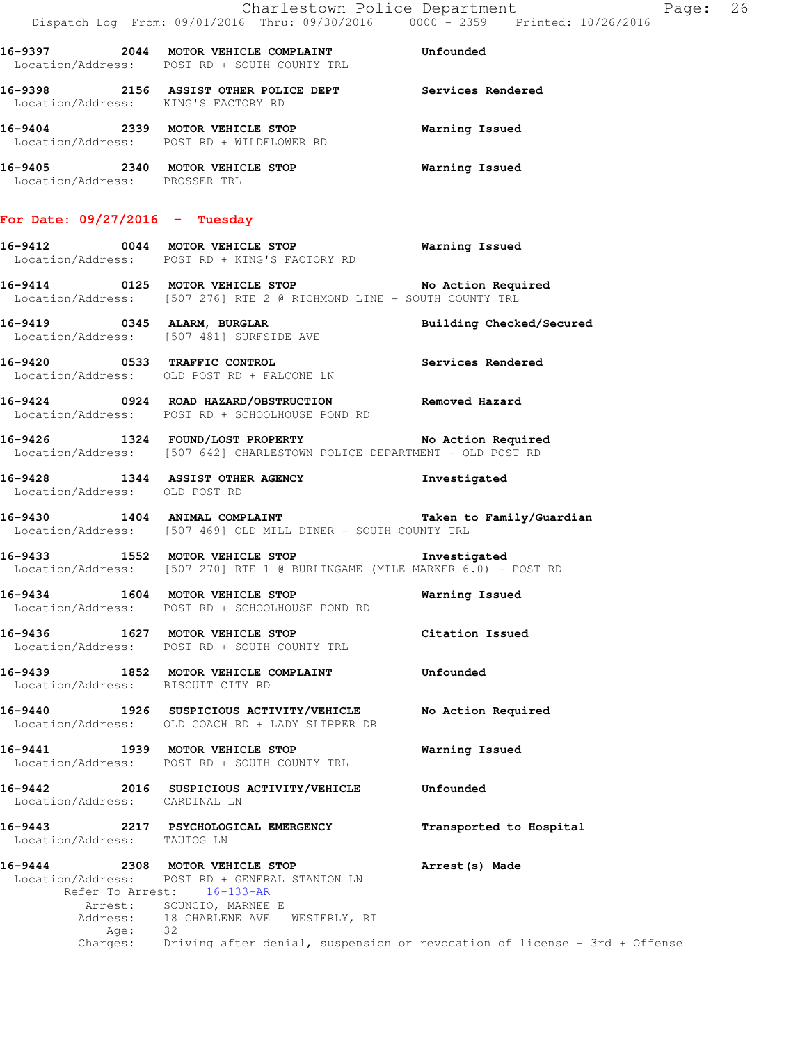**16-9397 2044 MOTOR VEHICLE COMPLAINT** **Unfounded**
Location/Address: POST RD + SOUTH COUNTY TRL

**16-9398 2156 ASSIST OTHER POLICE DEPT** **Services Rendered**
Location/Address: KING'S FACTORY RD

**16-9404 2339 MOTOR VEHICLE STOP** **Warning Issued**
Location/Address: POST RD + WILDFLOWER RD

**16-9405 2340 MOTOR VEHICLE STOP** **Warning Issued**
Location/Address: PROSSER TRL

## For Date: 09/27/2016 - Tuesday

**16-9412 0044 MOTOR VEHICLE STOP** **Warning Issued**
Location/Address: POST RD + KING'S FACTORY RD

**16-9414 0125 MOTOR VEHICLE STOP** **No Action Required**
Location/Address: [507 276] RTE 2 @ RICHMOND LINE - SOUTH COUNTY TRL

**16-9419 0345 ALARM, BURGLAR** **Building Checked/Secured**
Location/Address: [507 481] SURFSIDE AVE

**16-9420 0533 TRAFFIC CONTROL** **Services Rendered**
Location/Address: OLD POST RD + FALCONE LN

**16-9424 0924 ROAD HAZARD/OBSTRUCTION** **Removed Hazard**
Location/Address: POST RD + SCHOOLHOUSE POND RD

**16-9426 1324 FOUND/LOST PROPERTY** **No Action Required**
Location/Address: [507 642] CHARLESTOWN POLICE DEPARTMENT - OLD POST RD

**16-9428 1344 ASSIST OTHER AGENCY** **Investigated**
Location/Address: OLD POST RD

**16-9430 1404 ANIMAL COMPLAINT** **Taken to Family/Guardian**
Location/Address: [507 469] OLD MILL DINER - SOUTH COUNTY TRL

**16-9433 1552 MOTOR VEHICLE STOP** **Investigated**
Location/Address: [507 270] RTE 1 @ BURLINGAME (MILE MARKER 6.0) - POST RD

**16-9434 1604 MOTOR VEHICLE STOP** **Warning Issued**
Location/Address: POST RD + SCHOOLHOUSE POND RD

**16-9436 1627 MOTOR VEHICLE STOP** **Citation Issued**
Location/Address: POST RD + SOUTH COUNTY TRL

**16-9439 1852 MOTOR VEHICLE COMPLAINT** **Unfounded**
Location/Address: BISCUIT CITY RD

**16-9440 1926 SUSPICIOUS ACTIVITY/VEHICLE** **No Action Required**
Location/Address: OLD COACH RD + LADY SLIPPER DR

**16-9441 1939 MOTOR VEHICLE STOP** **Warning Issued**
Location/Address: POST RD + SOUTH COUNTY TRL

**16-9442 2016 SUSPICIOUS ACTIVITY/VEHICLE** **Unfounded**
Location/Address: CARDINAL LN

**16-9443 2217 PSYCHOLOGICAL EMERGENCY** **Transported to Hospital**
Location/Address: TAUTOG LN

**16-9444 2308 MOTOR VEHICLE STOP** **Arrest(s) Made**
Location/Address: POST RD + GENERAL STANTON LN
Refer To Arrest: 16-133-AR
Arrest: SCUNCIO, MARNEE E
Address: 18 CHARLENE AVE WESTERLY, RI
Age: 32
Charges: Driving after denial, suspension or revocation of license - 3rd + Offense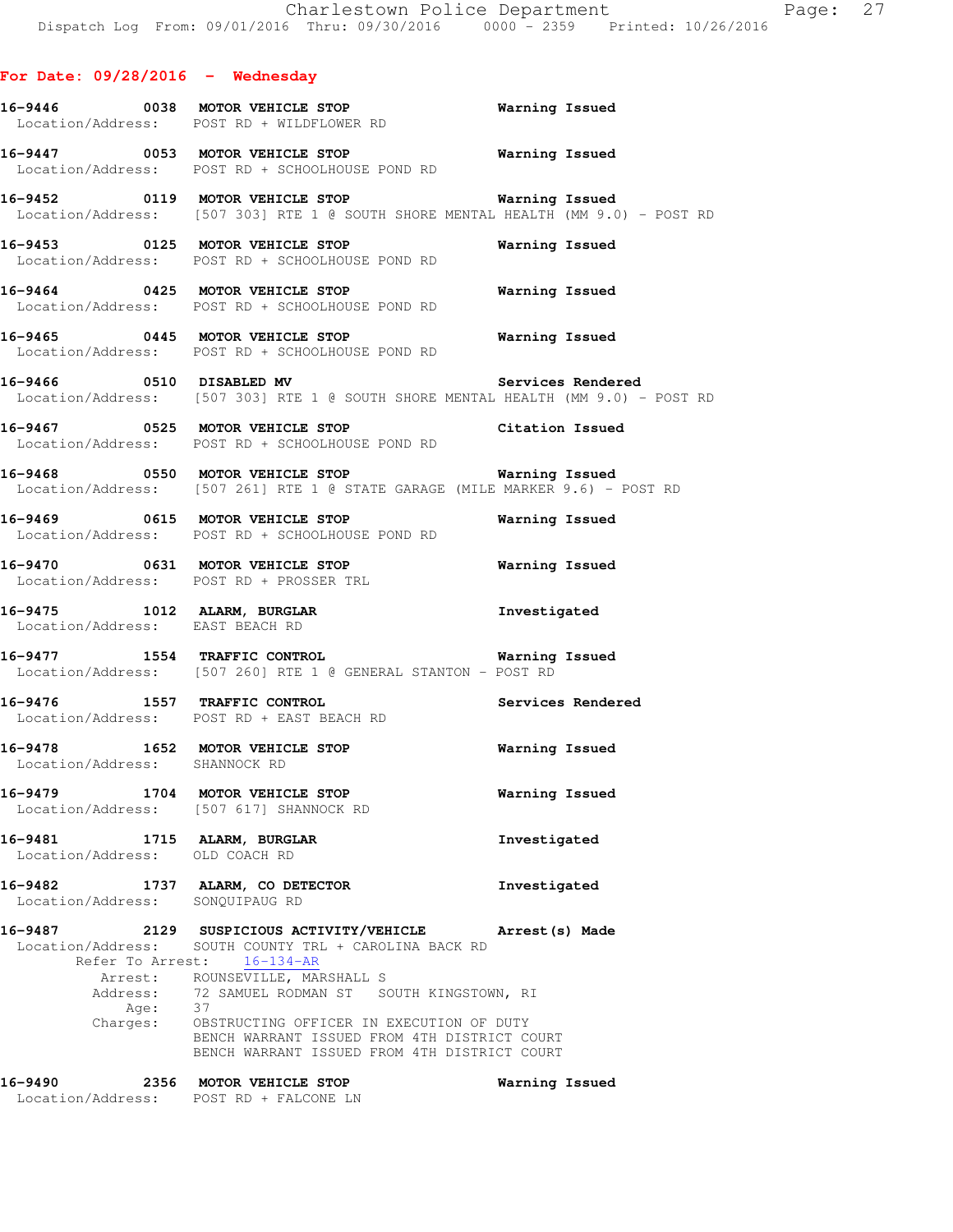**For Date: 09/28/2016 - Wednesday**

**16-9446 0038 MOTOR VEHICLE STOP** **Warning Issued**
Location/Address: POST RD + WILDFLOWER RD

**16-9447 0053 MOTOR VEHICLE STOP** **Warning Issued**
Location/Address: POST RD + SCHOOLHOUSE POND RD

**16-9452 0119 MOTOR VEHICLE STOP** **Warning Issued**
Location/Address: [507 303] RTE 1 @ SOUTH SHORE MENTAL HEALTH (MM 9.0) - POST RD

**16-9453 0125 MOTOR VEHICLE STOP** **Warning Issued**
Location/Address: POST RD + SCHOOLHOUSE POND RD

**16-9464 0425 MOTOR VEHICLE STOP** **Warning Issued**
Location/Address: POST RD + SCHOOLHOUSE POND RD

**16-9465 0445 MOTOR VEHICLE STOP** **Warning Issued**
Location/Address: POST RD + SCHOOLHOUSE POND RD

**16-9466 0510 DISABLED MV** **Services Rendered**
Location/Address: [507 303] RTE 1 @ SOUTH SHORE MENTAL HEALTH (MM 9.0) - POST RD

**16-9467 0525 MOTOR VEHICLE STOP** **Citation Issued**
Location/Address: POST RD + SCHOOLHOUSE POND RD

**16-9468 0550 MOTOR VEHICLE STOP** **Warning Issued**
Location/Address: [507 261] RTE 1 @ STATE GARAGE (MILE MARKER 9.6) - POST RD

**16-9469 0615 MOTOR VEHICLE STOP** **Warning Issued**
Location/Address: POST RD + SCHOOLHOUSE POND RD

**16-9470 0631 MOTOR VEHICLE STOP** **Warning Issued**
Location/Address: POST RD + PROSSER TRL

**16-9475 1012 ALARM, BURGLAR** **Investigated**
Location/Address: EAST BEACH RD

**16-9477 1554 TRAFFIC CONTROL** **Warning Issued**
Location/Address: [507 260] RTE 1 @ GENERAL STANTON - POST RD

**16-9476 1557 TRAFFIC CONTROL** **Services Rendered**
Location/Address: POST RD + EAST BEACH RD

**16-9478 1652 MOTOR VEHICLE STOP** **Warning Issued**
Location/Address: SHANNOCK RD

**16-9479 1704 MOTOR VEHICLE STOP** **Warning Issued**
Location/Address: [507 617] SHANNOCK RD

**16-9481 1715 ALARM, BURGLAR** **Investigated**
Location/Address: OLD COACH RD

**16-9482 1737 ALARM, CO DETECTOR** **Investigated**
Location/Address: SONQUIPAUG RD

**16-9487 2129 SUSPICIOUS ACTIVITY/VEHICLE** **Arrest(s) Made**
Location/Address: SOUTH COUNTY TRL + CAROLINA BACK RD
Refer To Arrest: 16-134-AR
Arrest: ROUNSEVILLE, MARSHALL S
Address: 72 SAMUEL RODMAN ST SOUTH KINGSTOWN, RI
Age: 37
Charges: OBSTRUCTING OFFICER IN EXECUTION OF DUTY
BENCH WARRANT ISSUED FROM 4TH DISTRICT COURT
BENCH WARRANT ISSUED FROM 4TH DISTRICT COURT

**16-9490 2356 MOTOR VEHICLE STOP** **Warning Issued**
Location/Address: POST RD + FALCONE LN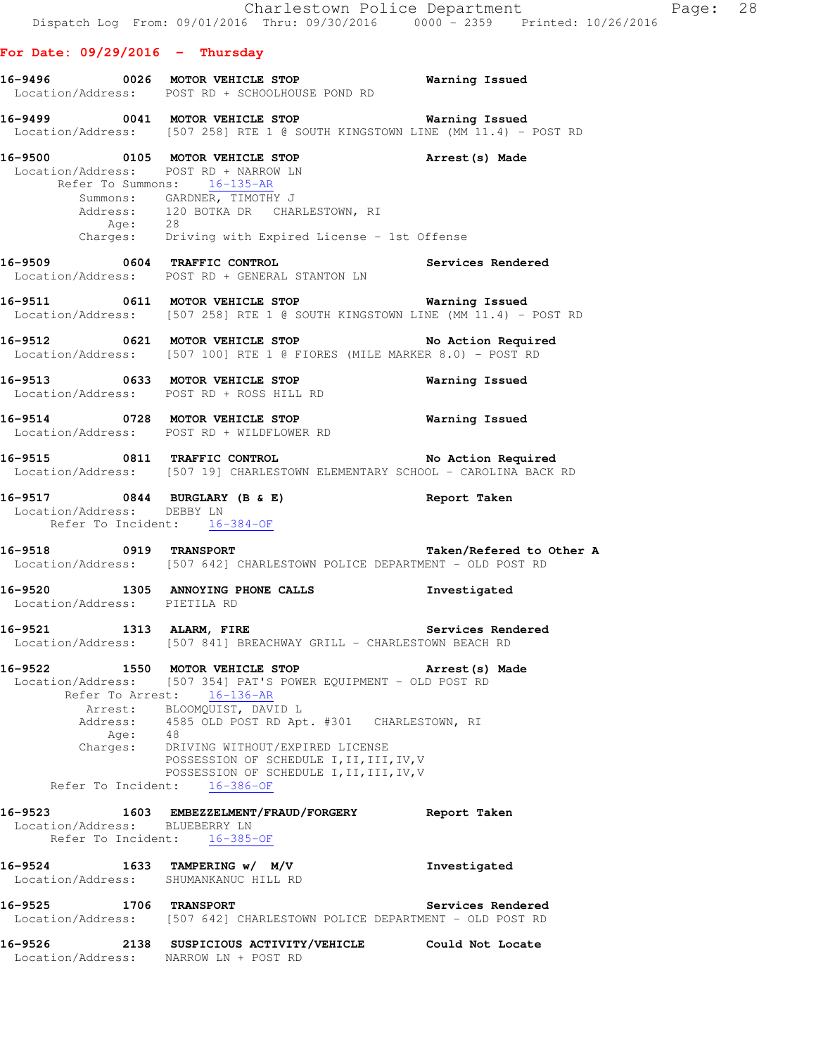**For Date: 09/29/2016 - Thursday**

**16-9496 0026 MOTOR VEHICLE STOP** **Warning Issued**
Location/Address: POST RD + SCHOOLHOUSE POND RD

**16-9499 0041 MOTOR VEHICLE STOP** **Warning Issued**
Location/Address: [507 258] RTE 1 @ SOUTH KINGSTOWN LINE (MM 11.4) - POST RD

**16-9500 0105 MOTOR VEHICLE STOP** **Arrest(s) Made**
Location/Address: POST RD + NARROW LN
Refer To Summons: 16-135-AR
Summons: GARDNER, TIMOTHY J
Address: 120 BOTKA DR CHARLESTOWN, RI
Age: 28
Charges: Driving with Expired License - 1st Offense

**16-9509 0604 TRAFFIC CONTROL** **Services Rendered**
Location/Address: POST RD + GENERAL STANTON LN

**16-9511 0611 MOTOR VEHICLE STOP** **Warning Issued**
Location/Address: [507 258] RTE 1 @ SOUTH KINGSTOWN LINE (MM 11.4) - POST RD

**16-9512 0621 MOTOR VEHICLE STOP** **No Action Required**
Location/Address: [507 100] RTE 1 @ FIORES (MILE MARKER 8.0) - POST RD

**16-9513 0633 MOTOR VEHICLE STOP** **Warning Issued**
Location/Address: POST RD + ROSS HILL RD

**16-9514 0728 MOTOR VEHICLE STOP** **Warning Issued**
Location/Address: POST RD + WILDFLOWER RD

**16-9515 0811 TRAFFIC CONTROL** **No Action Required**
Location/Address: [507 19] CHARLESTOWN ELEMENTARY SCHOOL - CAROLINA BACK RD

**16-9517 0844 BURGLARY (B & E)** **Report Taken**
Location/Address: DEBBY LN
Refer To Incident: 16-384-OF

**16-9518 0919 TRANSPORT** **Taken/Refered to Other A**
Location/Address: [507 642] CHARLESTOWN POLICE DEPARTMENT - OLD POST RD

**16-9520 1305 ANNOYING PHONE CALLS** **Investigated**
Location/Address: PIETILA RD

**16-9521 1313 ALARM, FIRE** **Services Rendered**
Location/Address: [507 841] BREACHWAY GRILL - CHARLESTOWN BEACH RD

**16-9522 1550 MOTOR VEHICLE STOP** **Arrest(s) Made**
Location/Address: [507 354] PAT'S POWER EQUIPMENT - OLD POST RD
Refer To Arrest: 16-136-AR
Arrest: BLOOMQUIST, DAVID L
Address: 4585 OLD POST RD Apt. #301 CHARLESTOWN, RI
Age: 48
Charges: DRIVING WITHOUT/EXPIRED LICENSE
POSSESSION OF SCHEDULE I,II,III,IV,V
POSSESSION OF SCHEDULE I,II,III,IV,V
Refer To Incident: 16-386-OF

**16-9523 1603 EMBEZZELMENT/FRAUD/FORGERY** **Report Taken**
Location/Address: BLUEBERRY LN
Refer To Incident: 16-385-OF

**16-9524 1633 TAMPERING w/ M/V** **Investigated**
Location/Address: SHUMANKANUC HILL RD

**16-9525 1706 TRANSPORT** **Services Rendered**
Location/Address: [507 642] CHARLESTOWN POLICE DEPARTMENT - OLD POST RD

**16-9526 2138 SUSPICIOUS ACTIVITY/VEHICLE** **Could Not Locate**
Location/Address: NARROW LN + POST RD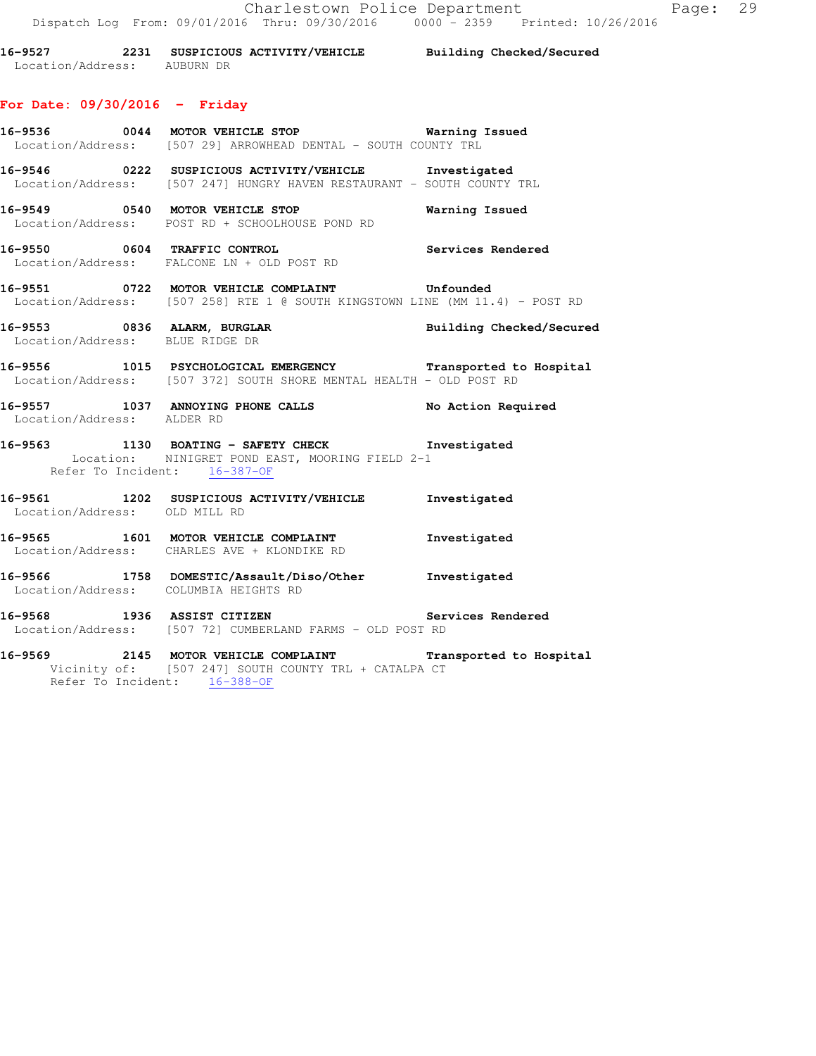**16-9527 2231 SUSPICIOUS ACTIVITY/VEHICLE Building Checked/Secured**
Location/Address: AUBURN DR

## For Date: 09/30/2016 - Friday

**16-9536 0044 MOTOR VEHICLE STOP Warning Issued**
Location/Address: [507 29] ARROWHEAD DENTAL - SOUTH COUNTY TRL

**16-9546 0222 SUSPICIOUS ACTIVITY/VEHICLE Investigated**
Location/Address: [507 247] HUNGRY HAVEN RESTAURANT - SOUTH COUNTY TRL

**16-9549 0540 MOTOR VEHICLE STOP Warning Issued**
Location/Address: POST RD + SCHOOLHOUSE POND RD

**16-9550 0604 TRAFFIC CONTROL Services Rendered**
Location/Address: FALCONE LN + OLD POST RD

**16-9551 0722 MOTOR VEHICLE COMPLAINT Unfounded**
Location/Address: [507 258] RTE 1 @ SOUTH KINGSTOWN LINE (MM 11.4) - POST RD

**16-9553 0836 ALARM, BURGLAR Building Checked/Secured**
Location/Address: BLUE RIDGE DR

**16-9556 1015 PSYCHOLOGICAL EMERGENCY Transported to Hospital**
Location/Address: [507 372] SOUTH SHORE MENTAL HEALTH - OLD POST RD

**16-9557 1037 ANNOYING PHONE CALLS No Action Required**
Location/Address: ALDER RD

**16-9563 1130 BOATING - SAFETY CHECK Investigated**
Location: NINIGRET POND EAST, MOORING FIELD 2-1
Refer To Incident: 16-387-OF

**16-9561 1202 SUSPICIOUS ACTIVITY/VEHICLE Investigated**
Location/Address: OLD MILL RD

**16-9565 1601 MOTOR VEHICLE COMPLAINT Investigated**
Location/Address: CHARLES AVE + KLONDIKE RD

**16-9566 1758 DOMESTIC/Assault/Diso/Other Investigated**
Location/Address: COLUMBIA HEIGHTS RD

**16-9568 1936 ASSIST CITIZEN Services Rendered**
Location/Address: [507 72] CUMBERLAND FARMS - OLD POST RD

**16-9569 2145 MOTOR VEHICLE COMPLAINT Transported to Hospital**
Vicinity of: [507 247] SOUTH COUNTY TRL + CATALPA CT
Refer To Incident: 16-388-OF